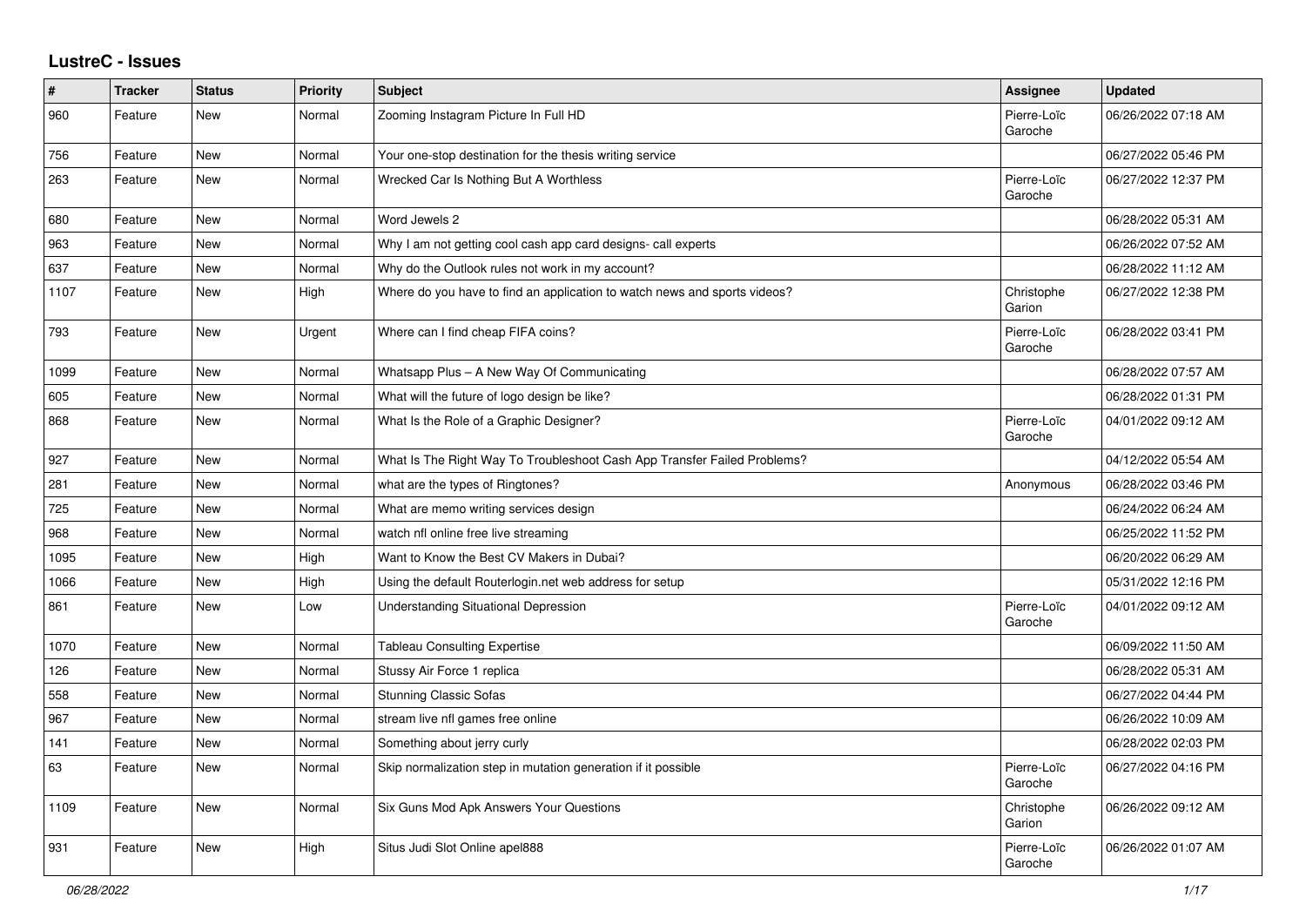# LustreC - Issues

| # | Tracker | Status | Priority | Subject | Assignee | Updated |
| --- | --- | --- | --- | --- | --- | --- |
| 960 | Feature | New | Normal | Zooming Instagram Picture In Full HD | Pierre-Loïc Garoche | 06/26/2022 07:18 AM |
| 756 | Feature | New | Normal | Your one-stop destination for the thesis writing service | | 06/27/2022 05:46 PM |
| 263 | Feature | New | Normal | Wrecked Car Is Nothing But A Worthless | Pierre-Loïc Garoche | 06/27/2022 12:37 PM |
| 680 | Feature | New | Normal | Word Jewels 2 | | 06/28/2022 05:31 AM |
| 963 | Feature | New | Normal | Why I am not getting cool cash app card designs- call experts | | 06/26/2022 07:52 AM |
| 637 | Feature | New | Normal | Why do the Outlook rules not work in my account? | | 06/28/2022 11:12 AM |
| 1107 | Feature | New | High | Where do you have to find an application to watch news and sports videos? | Christophe Garion | 06/27/2022 12:38 PM |
| 793 | Feature | New | Urgent | Where can I find cheap FIFA coins? | Pierre-Loïc Garoche | 06/28/2022 03:41 PM |
| 1099 | Feature | New | Normal | Whatsapp Plus – A New Way Of Communicating | | 06/28/2022 07:57 AM |
| 605 | Feature | New | Normal | What will the future of logo design be like? | | 06/28/2022 01:31 PM |
| 868 | Feature | New | Normal | What Is the Role of a Graphic Designer? | Pierre-Loïc Garoche | 04/01/2022 09:12 AM |
| 927 | Feature | New | Normal | What Is The Right Way To Troubleshoot Cash App Transfer Failed Problems? | | 04/12/2022 05:54 AM |
| 281 | Feature | New | Normal | what are the types of Ringtones? | Anonymous | 06/28/2022 03:46 PM |
| 725 | Feature | New | Normal | What are memo writing services design | | 06/24/2022 06:24 AM |
| 968 | Feature | New | Normal | watch nfl online free live streaming | | 06/25/2022 11:52 PM |
| 1095 | Feature | New | High | Want to Know the Best CV Makers in Dubai? | | 06/20/2022 06:29 AM |
| 1066 | Feature | New | High | Using the default Routerlogin.net web address for setup | | 05/31/2022 12:16 PM |
| 861 | Feature | New | Low | Understanding Situational Depression | Pierre-Loïc Garoche | 04/01/2022 09:12 AM |
| 1070 | Feature | New | Normal | Tableau Consulting Expertise | | 06/09/2022 11:50 AM |
| 126 | Feature | New | Normal | Stussy Air Force 1 replica | | 06/28/2022 05:31 AM |
| 558 | Feature | New | Normal | Stunning Classic Sofas | | 06/27/2022 04:44 PM |
| 967 | Feature | New | Normal | stream live nfl games free online | | 06/26/2022 10:09 AM |
| 141 | Feature | New | Normal | Something about jerry curly | | 06/28/2022 02:03 PM |
| 63 | Feature | New | Normal | Skip normalization step in mutation generation if it possible | Pierre-Loïc Garoche | 06/27/2022 04:16 PM |
| 1109 | Feature | New | Normal | Six Guns Mod Apk Answers Your Questions | Christophe Garion | 06/26/2022 09:12 AM |
| 931 | Feature | New | High | Situs Judi Slot Online apel888 | Pierre-Loïc Garoche | 06/26/2022 01:07 AM |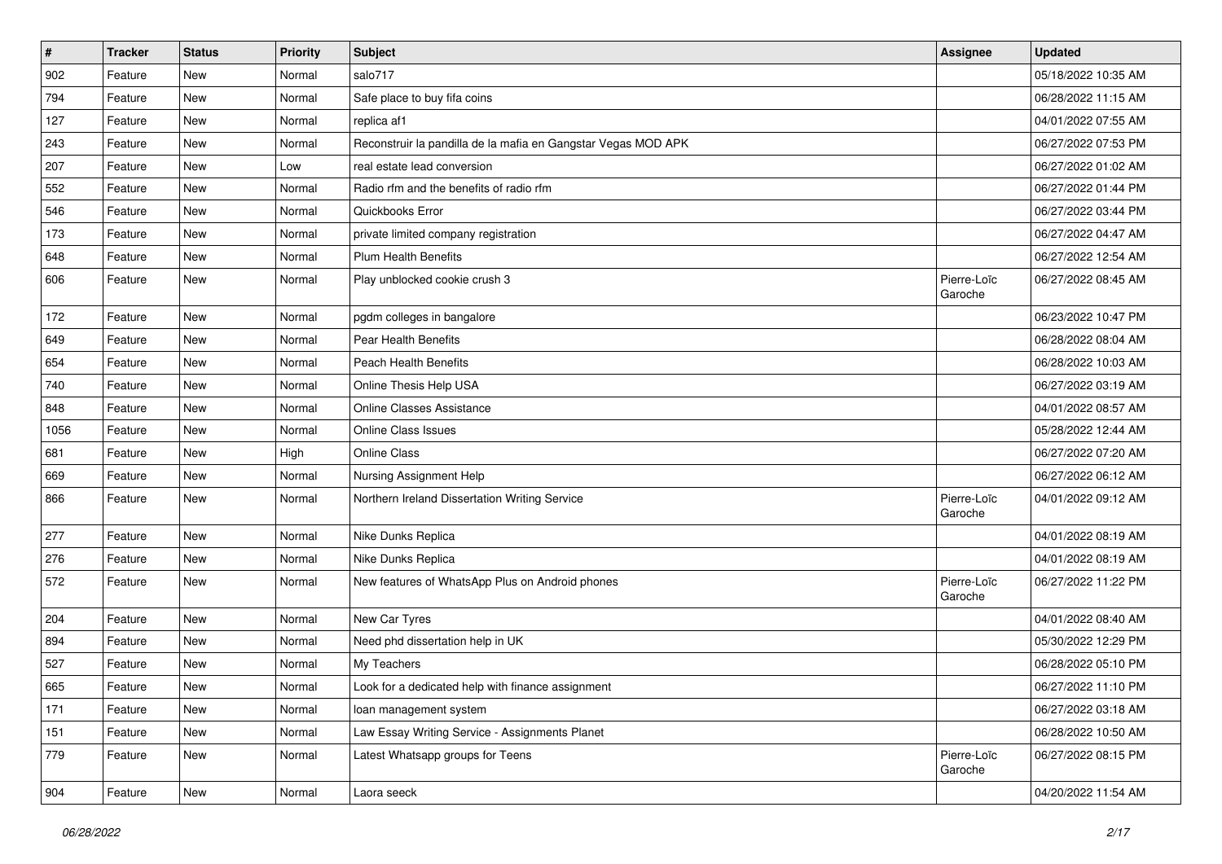| # | Tracker | Status | Priority | Subject | Assignee | Updated |
|---|---|---|---|---|---|---|
| 902 | Feature | New | Normal | salo717 | | 05/18/2022 10:35 AM |
| 794 | Feature | New | Normal | Safe place to buy fifa coins | | 06/28/2022 11:15 AM |
| 127 | Feature | New | Normal | replica af1 | | 04/01/2022 07:55 AM |
| 243 | Feature | New | Normal | Reconstruir la pandilla de la mafia en Gangstar Vegas MOD APK | | 06/27/2022 07:53 PM |
| 207 | Feature | New | Low | real estate lead conversion | | 06/27/2022 01:02 AM |
| 552 | Feature | New | Normal | Radio rfm and the benefits of radio rfm | | 06/27/2022 01:44 PM |
| 546 | Feature | New | Normal | Quickbooks Error | | 06/27/2022 03:44 PM |
| 173 | Feature | New | Normal | private limited company registration | | 06/27/2022 04:47 AM |
| 648 | Feature | New | Normal | Plum Health Benefits | | 06/27/2022 12:54 AM |
| 606 | Feature | New | Normal | Play unblocked cookie crush 3 | Pierre-Loïc Garoche | 06/27/2022 08:45 AM |
| 172 | Feature | New | Normal | pgdm colleges in bangalore | | 06/23/2022 10:47 PM |
| 649 | Feature | New | Normal | Pear Health Benefits | | 06/28/2022 08:04 AM |
| 654 | Feature | New | Normal | Peach Health Benefits | | 06/28/2022 10:03 AM |
| 740 | Feature | New | Normal | Online Thesis Help USA | | 06/27/2022 03:19 AM |
| 848 | Feature | New | Normal | Online Classes Assistance | | 04/01/2022 08:57 AM |
| 1056 | Feature | New | Normal | Online Class Issues | | 05/28/2022 12:44 AM |
| 681 | Feature | New | High | Online Class | | 06/27/2022 07:20 AM |
| 669 | Feature | New | Normal | Nursing Assignment Help | | 06/27/2022 06:12 AM |
| 866 | Feature | New | Normal | Northern Ireland Dissertation Writing Service | Pierre-Loïc Garoche | 04/01/2022 09:12 AM |
| 277 | Feature | New | Normal | Nike Dunks Replica | | 04/01/2022 08:19 AM |
| 276 | Feature | New | Normal | Nike Dunks Replica | | 04/01/2022 08:19 AM |
| 572 | Feature | New | Normal | New features of WhatsApp Plus on Android phones | Pierre-Loïc Garoche | 06/27/2022 11:22 PM |
| 204 | Feature | New | Normal | New Car Tyres | | 04/01/2022 08:40 AM |
| 894 | Feature | New | Normal | Need phd dissertation help in UK | | 05/30/2022 12:29 PM |
| 527 | Feature | New | Normal | My Teachers | | 06/28/2022 05:10 PM |
| 665 | Feature | New | Normal | Look for a dedicated help with finance assignment | | 06/27/2022 11:10 PM |
| 171 | Feature | New | Normal | loan management system | | 06/27/2022 03:18 AM |
| 151 | Feature | New | Normal | Law Essay Writing Service - Assignments Planet | | 06/28/2022 10:50 AM |
| 779 | Feature | New | Normal | Latest Whatsapp groups for Teens | Pierre-Loïc Garoche | 06/27/2022 08:15 PM |
| 904 | Feature | New | Normal | Laora seeck | | 04/20/2022 11:54 AM |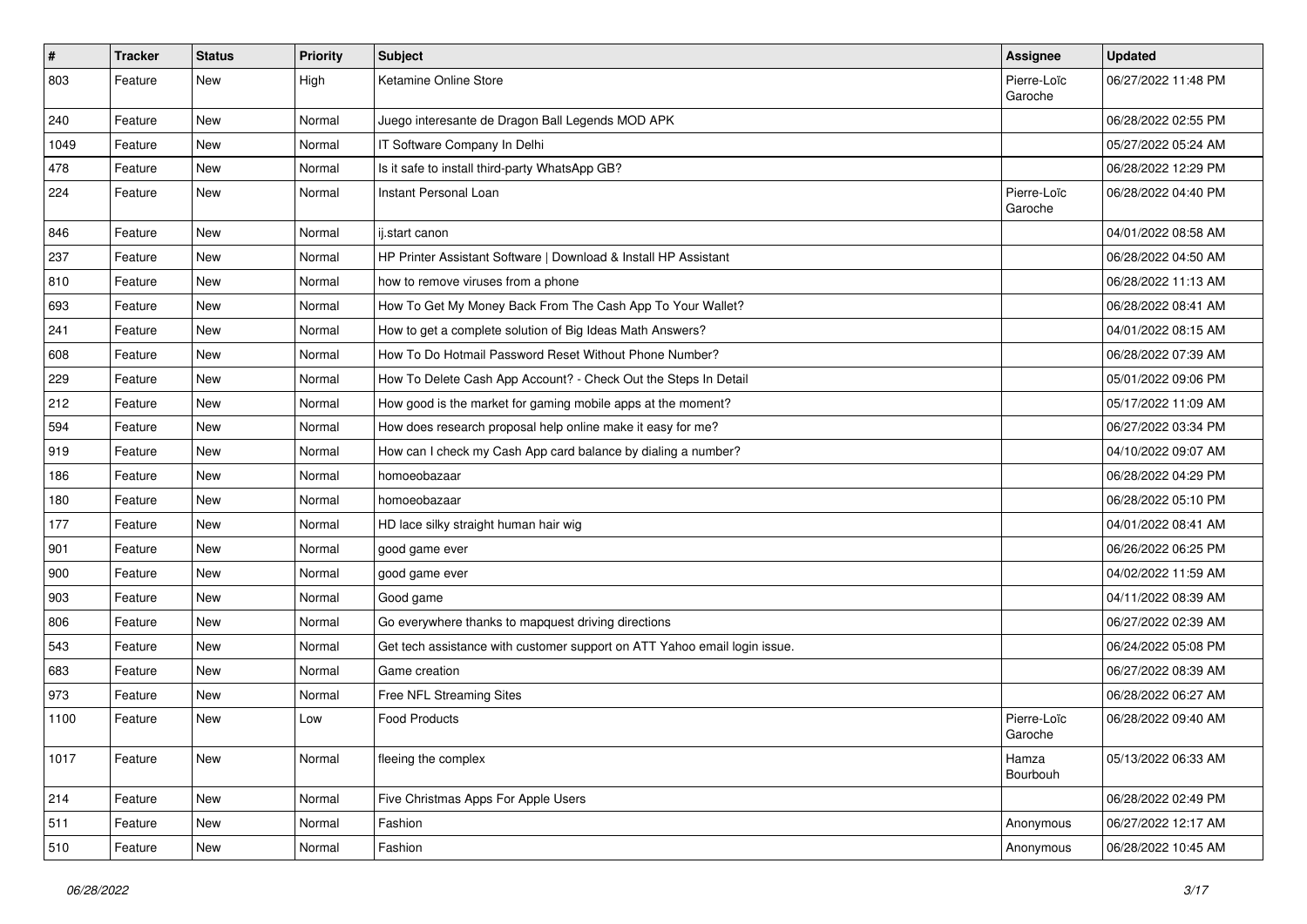| # | Tracker | Status | Priority | Subject | Assignee | Updated |
|---|---|---|---|---|---|---|
| 803 | Feature | New | High | Ketamine Online Store | Pierre-Loïc Garoche | 06/27/2022 11:48 PM |
| 240 | Feature | New | Normal | Juego interesante de Dragon Ball Legends MOD APK | | 06/28/2022 02:55 PM |
| 1049 | Feature | New | Normal | IT Software Company In Delhi | | 05/27/2022 05:24 AM |
| 478 | Feature | New | Normal | Is it safe to install third-party WhatsApp GB? | | 06/28/2022 12:29 PM |
| 224 | Feature | New | Normal | Instant Personal Loan | Pierre-Loïc Garoche | 06/28/2022 04:40 PM |
| 846 | Feature | New | Normal | ij.start canon | | 04/01/2022 08:58 AM |
| 237 | Feature | New | Normal | HP Printer Assistant Software \| Download & Install HP Assistant | | 06/28/2022 04:50 AM |
| 810 | Feature | New | Normal | how to remove viruses from a phone | | 06/28/2022 11:13 AM |
| 693 | Feature | New | Normal | How To Get My Money Back From The Cash App To Your Wallet? | | 06/28/2022 08:41 AM |
| 241 | Feature | New | Normal | How to get a complete solution of Big Ideas Math Answers? | | 04/01/2022 08:15 AM |
| 608 | Feature | New | Normal | How To Do Hotmail Password Reset Without Phone Number? | | 06/28/2022 07:39 AM |
| 229 | Feature | New | Normal | How To Delete Cash App Account? - Check Out the Steps In Detail | | 05/01/2022 09:06 PM |
| 212 | Feature | New | Normal | How good is the market for gaming mobile apps at the moment? | | 05/17/2022 11:09 AM |
| 594 | Feature | New | Normal | How does research proposal help online make it easy for me? | | 06/27/2022 03:34 PM |
| 919 | Feature | New | Normal | How can I check my Cash App card balance by dialing a number? | | 04/10/2022 09:07 AM |
| 186 | Feature | New | Normal | homoeobazaar | | 06/28/2022 04:29 PM |
| 180 | Feature | New | Normal | homoeobazaar | | 06/28/2022 05:10 PM |
| 177 | Feature | New | Normal | HD lace silky straight human hair wig | | 04/01/2022 08:41 AM |
| 901 | Feature | New | Normal | good game ever | | 06/26/2022 06:25 PM |
| 900 | Feature | New | Normal | good game ever | | 04/02/2022 11:59 AM |
| 903 | Feature | New | Normal | Good game | | 04/11/2022 08:39 AM |
| 806 | Feature | New | Normal | Go everywhere thanks to mapquest driving directions | | 06/27/2022 02:39 AM |
| 543 | Feature | New | Normal | Get tech assistance with customer support on ATT Yahoo email login issue. | | 06/24/2022 05:08 PM |
| 683 | Feature | New | Normal | Game creation | | 06/27/2022 08:39 AM |
| 973 | Feature | New | Normal | Free NFL Streaming Sites | | 06/28/2022 06:27 AM |
| 1100 | Feature | New | Low | Food Products | Pierre-Loïc Garoche | 06/28/2022 09:40 AM |
| 1017 | Feature | New | Normal | fleeing the complex | Hamza Bourbouh | 05/13/2022 06:33 AM |
| 214 | Feature | New | Normal | Five Christmas Apps For Apple Users | | 06/28/2022 02:49 PM |
| 511 | Feature | New | Normal | Fashion | Anonymous | 06/27/2022 12:17 AM |
| 510 | Feature | New | Normal | Fashion | Anonymous | 06/28/2022 10:45 AM |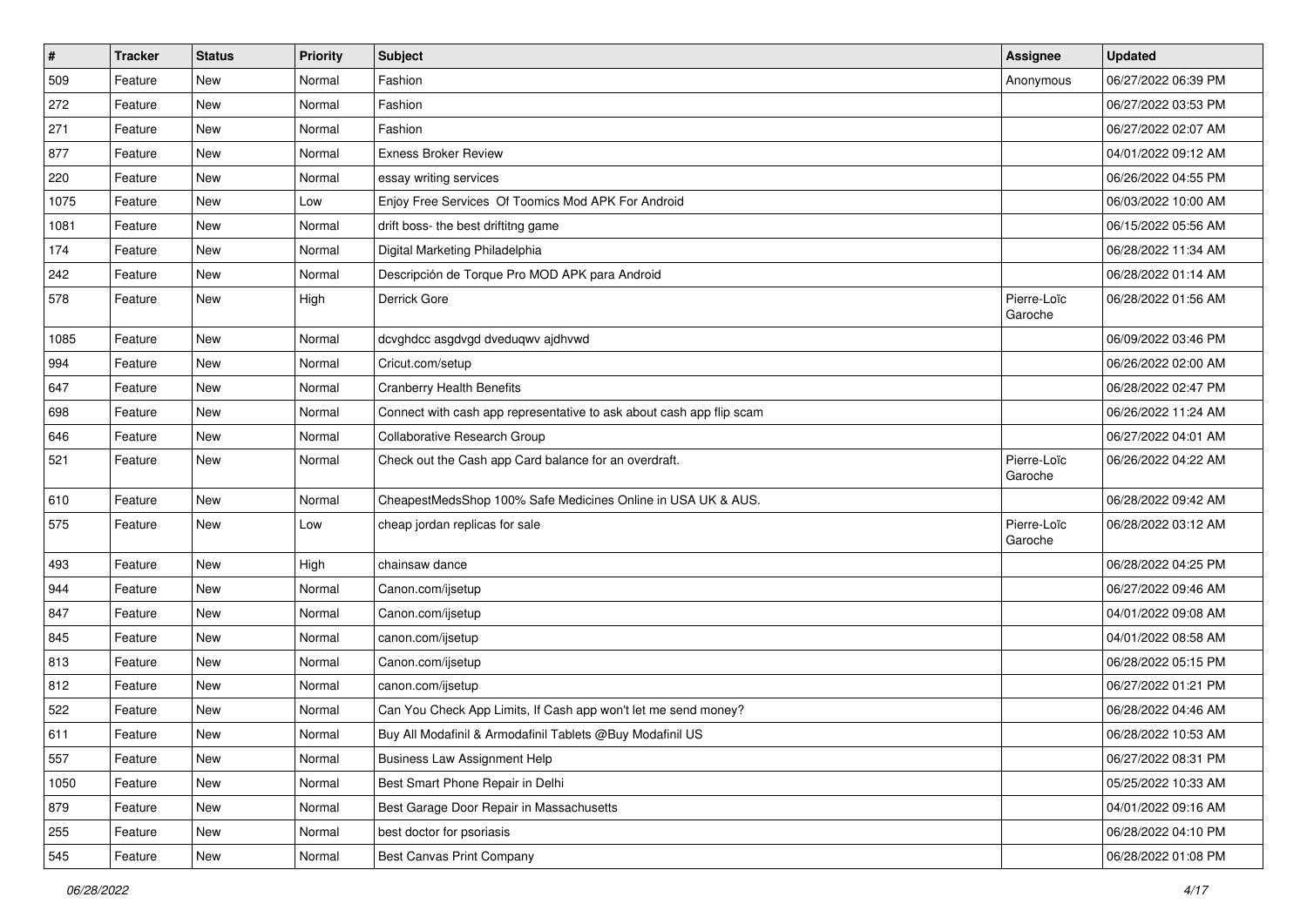| # | Tracker | Status | Priority | Subject | Assignee | Updated |
|---|---|---|---|---|---|---|
| 509 | Feature | New | Normal | Fashion | Anonymous | 06/27/2022 06:39 PM |
| 272 | Feature | New | Normal | Fashion | | 06/27/2022 03:53 PM |
| 271 | Feature | New | Normal | Fashion | | 06/27/2022 02:07 AM |
| 877 | Feature | New | Normal | Exness Broker Review | | 04/01/2022 09:12 AM |
| 220 | Feature | New | Normal | essay writing services | | 06/26/2022 04:55 PM |
| 1075 | Feature | New | Low | Enjoy Free Services Of Toomics Mod APK For Android | | 06/03/2022 10:00 AM |
| 1081 | Feature | New | Normal | drift boss- the best driftitng game | | 06/15/2022 05:56 AM |
| 174 | Feature | New | Normal | Digital Marketing Philadelphia | | 06/28/2022 11:34 AM |
| 242 | Feature | New | Normal | Descripción de Torque Pro MOD APK para Android | | 06/28/2022 01:14 AM |
| 578 | Feature | New | High | Derrick Gore | Pierre-Loïc Garoche | 06/28/2022 01:56 AM |
| 1085 | Feature | New | Normal | dcvghdcc asgdvgd dveduqwv ajdhvwd | | 06/09/2022 03:46 PM |
| 994 | Feature | New | Normal | Cricut.com/setup | | 06/26/2022 02:00 AM |
| 647 | Feature | New | Normal | Cranberry Health Benefits | | 06/28/2022 02:47 PM |
| 698 | Feature | New | Normal | Connect with cash app representative to ask about cash app flip scam | | 06/26/2022 11:24 AM |
| 646 | Feature | New | Normal | Collaborative Research Group | | 06/27/2022 04:01 AM |
| 521 | Feature | New | Normal | Check out the Cash app Card balance for an overdraft. | Pierre-Loïc Garoche | 06/26/2022 04:22 AM |
| 610 | Feature | New | Normal | CheapestMedsShop 100% Safe Medicines Online in USA UK & AUS. | | 06/28/2022 09:42 AM |
| 575 | Feature | New | Low | cheap jordan replicas for sale | Pierre-Loïc Garoche | 06/28/2022 03:12 AM |
| 493 | Feature | New | High | chainsaw dance | | 06/28/2022 04:25 PM |
| 944 | Feature | New | Normal | Canon.com/ijsetup | | 06/27/2022 09:46 AM |
| 847 | Feature | New | Normal | Canon.com/ijsetup | | 04/01/2022 09:08 AM |
| 845 | Feature | New | Normal | canon.com/ijsetup | | 04/01/2022 08:58 AM |
| 813 | Feature | New | Normal | Canon.com/ijsetup | | 06/28/2022 05:15 PM |
| 812 | Feature | New | Normal | canon.com/ijsetup | | 06/27/2022 01:21 PM |
| 522 | Feature | New | Normal | Can You Check App Limits, If Cash app won't let me send money? | | 06/28/2022 04:46 AM |
| 611 | Feature | New | Normal | Buy All Modafinil & Armodafinil Tablets @Buy Modafinil US | | 06/28/2022 10:53 AM |
| 557 | Feature | New | Normal | Business Law Assignment Help | | 06/27/2022 08:31 PM |
| 1050 | Feature | New | Normal | Best Smart Phone Repair in Delhi | | 05/25/2022 10:33 AM |
| 879 | Feature | New | Normal | Best Garage Door Repair in Massachusetts | | 04/01/2022 09:16 AM |
| 255 | Feature | New | Normal | best doctor for psoriasis | | 06/28/2022 04:10 PM |
| 545 | Feature | New | Normal | Best Canvas Print Company | | 06/28/2022 01:08 PM |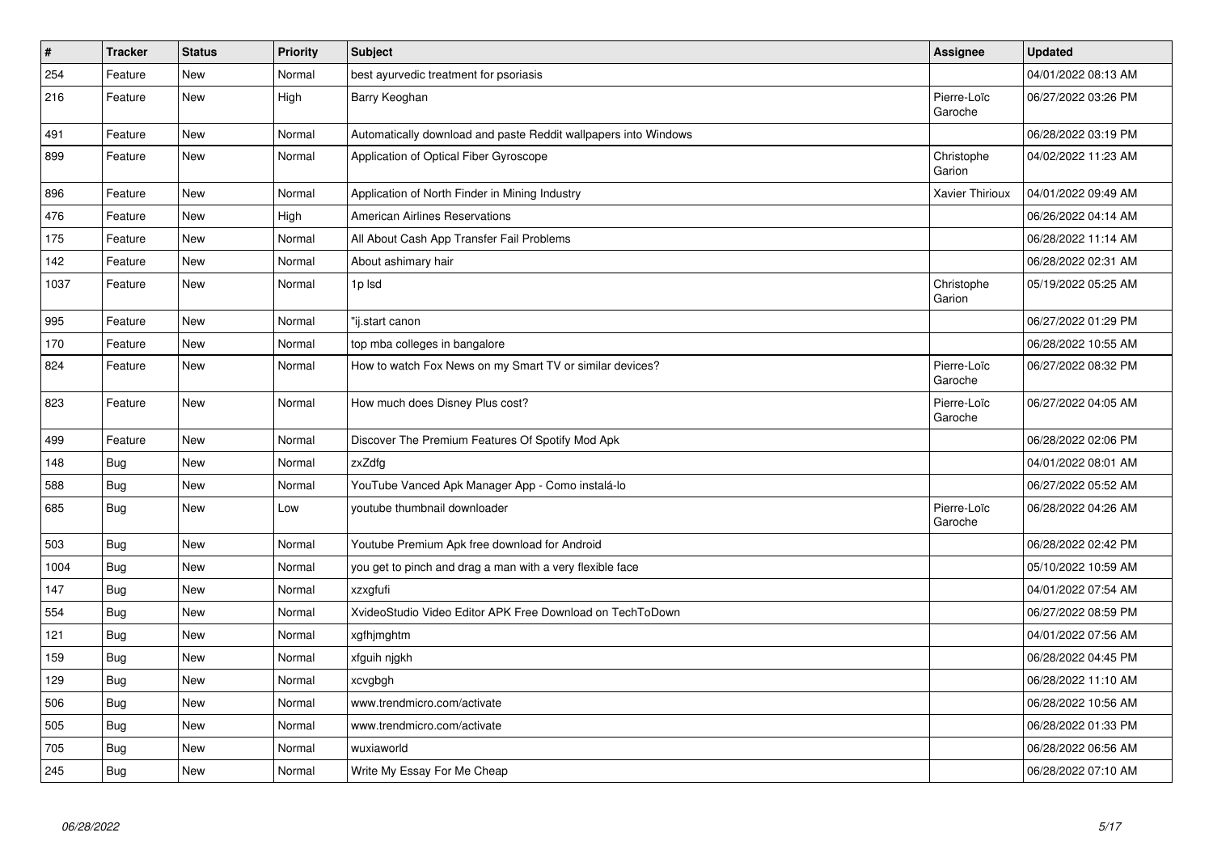| # | Tracker | Status | Priority | Subject | Assignee | Updated |
|---|---|---|---|---|---|---|
| 254 | Feature | New | Normal | best ayurvedic treatment for psoriasis | | 04/01/2022 08:13 AM |
| 216 | Feature | New | High | Barry Keoghan | Pierre-Loïc Garoche | 06/27/2022 03:26 PM |
| 491 | Feature | New | Normal | Automatically download and paste Reddit wallpapers into Windows | | 06/28/2022 03:19 PM |
| 899 | Feature | New | Normal | Application of Optical Fiber Gyroscope | Christophe Garion | 04/02/2022 11:23 AM |
| 896 | Feature | New | Normal | Application of North Finder in Mining Industry | Xavier Thirioux | 04/01/2022 09:49 AM |
| 476 | Feature | New | High | American Airlines Reservations | | 06/26/2022 04:14 AM |
| 175 | Feature | New | Normal | All About Cash App Transfer Fail Problems | | 06/28/2022 11:14 AM |
| 142 | Feature | New | Normal | About ashimary hair | | 06/28/2022 02:31 AM |
| 1037 | Feature | New | Normal | 1p lsd | Christophe Garion | 05/19/2022 05:25 AM |
| 995 | Feature | New | Normal | "ij.start canon | | 06/27/2022 01:29 PM |
| 170 | Feature | New | Normal | top mba colleges in bangalore | | 06/28/2022 10:55 AM |
| 824 | Feature | New | Normal | How to watch Fox News on my Smart TV or similar devices? | Pierre-Loïc Garoche | 06/27/2022 08:32 PM |
| 823 | Feature | New | Normal | How much does Disney Plus cost? | Pierre-Loïc Garoche | 06/27/2022 04:05 AM |
| 499 | Feature | New | Normal | Discover The Premium Features Of Spotify Mod Apk | | 06/28/2022 02:06 PM |
| 148 | Bug | New | Normal | zxZdfg | | 04/01/2022 08:01 AM |
| 588 | Bug | New | Normal | YouTube Vanced Apk Manager App - Como instalá-lo | | 06/27/2022 05:52 AM |
| 685 | Bug | New | Low | youtube thumbnail downloader | Pierre-Loïc Garoche | 06/28/2022 04:26 AM |
| 503 | Bug | New | Normal | Youtube Premium Apk free download for Android | | 06/28/2022 02:42 PM |
| 1004 | Bug | New | Normal | you get to pinch and drag a man with a very flexible face | | 05/10/2022 10:59 AM |
| 147 | Bug | New | Normal | xzxgfufi | | 04/01/2022 07:54 AM |
| 554 | Bug | New | Normal | XvideoStudio Video Editor APK Free Download on TechToDown | | 06/27/2022 08:59 PM |
| 121 | Bug | New | Normal | xgfhjmghtm | | 04/01/2022 07:56 AM |
| 159 | Bug | New | Normal | xfguih njgkh | | 06/28/2022 04:45 PM |
| 129 | Bug | New | Normal | xcvgbgh | | 06/28/2022 11:10 AM |
| 506 | Bug | New | Normal | www.trendmicro.com/activate | | 06/28/2022 10:56 AM |
| 505 | Bug | New | Normal | www.trendmicro.com/activate | | 06/28/2022 01:33 PM |
| 705 | Bug | New | Normal | wuxiaworld | | 06/28/2022 06:56 AM |
| 245 | Bug | New | Normal | Write My Essay For Me Cheap | | 06/28/2022 07:10 AM |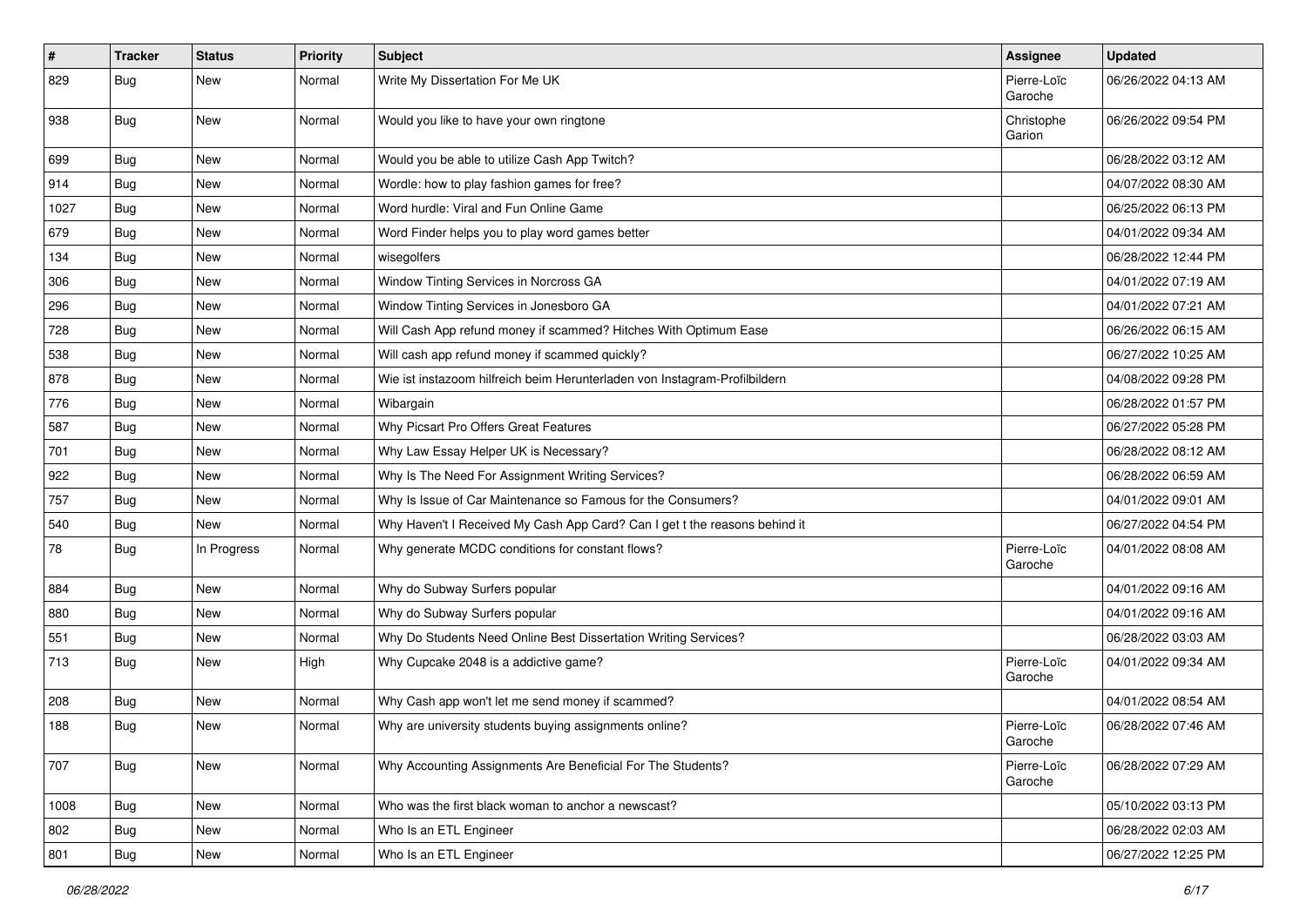| # | Tracker | Status | Priority | Subject | Assignee | Updated |
|---|---|---|---|---|---|---|
| 829 | Bug | New | Normal | Write My Dissertation For Me UK | Pierre-Loïc Garoche | 06/26/2022 04:13 AM |
| 938 | Bug | New | Normal | Would you like to have your own ringtone | Christophe Garion | 06/26/2022 09:54 PM |
| 699 | Bug | New | Normal | Would you be able to utilize Cash App Twitch? | | 06/28/2022 03:12 AM |
| 914 | Bug | New | Normal | Wordle: how to play fashion games for free? | | 04/07/2022 08:30 AM |
| 1027 | Bug | New | Normal | Word hurdle: Viral and Fun Online Game | | 06/25/2022 06:13 PM |
| 679 | Bug | New | Normal | Word Finder helps you to play word games better | | 04/01/2022 09:34 AM |
| 134 | Bug | New | Normal | wisegolfers | | 06/28/2022 12:44 PM |
| 306 | Bug | New | Normal | Window Tinting Services in Norcross GA | | 04/01/2022 07:19 AM |
| 296 | Bug | New | Normal | Window Tinting Services in Jonesboro GA | | 04/01/2022 07:21 AM |
| 728 | Bug | New | Normal | Will Cash App refund money if scammed? Hitches With Optimum Ease | | 06/26/2022 06:15 AM |
| 538 | Bug | New | Normal | Will cash app refund money if scammed quickly? | | 06/27/2022 10:25 AM |
| 878 | Bug | New | Normal | Wie ist instazoom hilfreich beim Herunterladen von Instagram-Profilbildern | | 04/08/2022 09:28 PM |
| 776 | Bug | New | Normal | Wibargain | | 06/28/2022 01:57 PM |
| 587 | Bug | New | Normal | Why Picsart Pro Offers Great Features | | 06/27/2022 05:28 PM |
| 701 | Bug | New | Normal | Why Law Essay Helper UK is Necessary? | | 06/28/2022 08:12 AM |
| 922 | Bug | New | Normal | Why Is The Need For Assignment Writing Services? | | 06/28/2022 06:59 AM |
| 757 | Bug | New | Normal | Why Is Issue of Car Maintenance so Famous for the Consumers? | | 04/01/2022 09:01 AM |
| 540 | Bug | New | Normal | Why Haven't I Received My Cash App Card? Can I get t the reasons behind it | | 06/27/2022 04:54 PM |
| 78 | Bug | In Progress | Normal | Why generate MCDC conditions for constant flows? | Pierre-Loïc Garoche | 04/01/2022 08:08 AM |
| 884 | Bug | New | Normal | Why do Subway Surfers popular | | 04/01/2022 09:16 AM |
| 880 | Bug | New | Normal | Why do Subway Surfers popular | | 04/01/2022 09:16 AM |
| 551 | Bug | New | Normal | Why Do Students Need Online Best Dissertation Writing Services? | | 06/28/2022 03:03 AM |
| 713 | Bug | New | High | Why Cupcake 2048 is a addictive game? | Pierre-Loïc Garoche | 04/01/2022 09:34 AM |
| 208 | Bug | New | Normal | Why Cash app won't let me send money if scammed? | | 04/01/2022 08:54 AM |
| 188 | Bug | New | Normal | Why are university students buying assignments online? | Pierre-Loïc Garoche | 06/28/2022 07:46 AM |
| 707 | Bug | New | Normal | Why Accounting Assignments Are Beneficial For The Students? | Pierre-Loïc Garoche | 06/28/2022 07:29 AM |
| 1008 | Bug | New | Normal | Who was the first black woman to anchor a newscast? | | 05/10/2022 03:13 PM |
| 802 | Bug | New | Normal | Who Is an ETL Engineer | | 06/28/2022 02:03 AM |
| 801 | Bug | New | Normal | Who Is an ETL Engineer | | 06/27/2022 12:25 PM |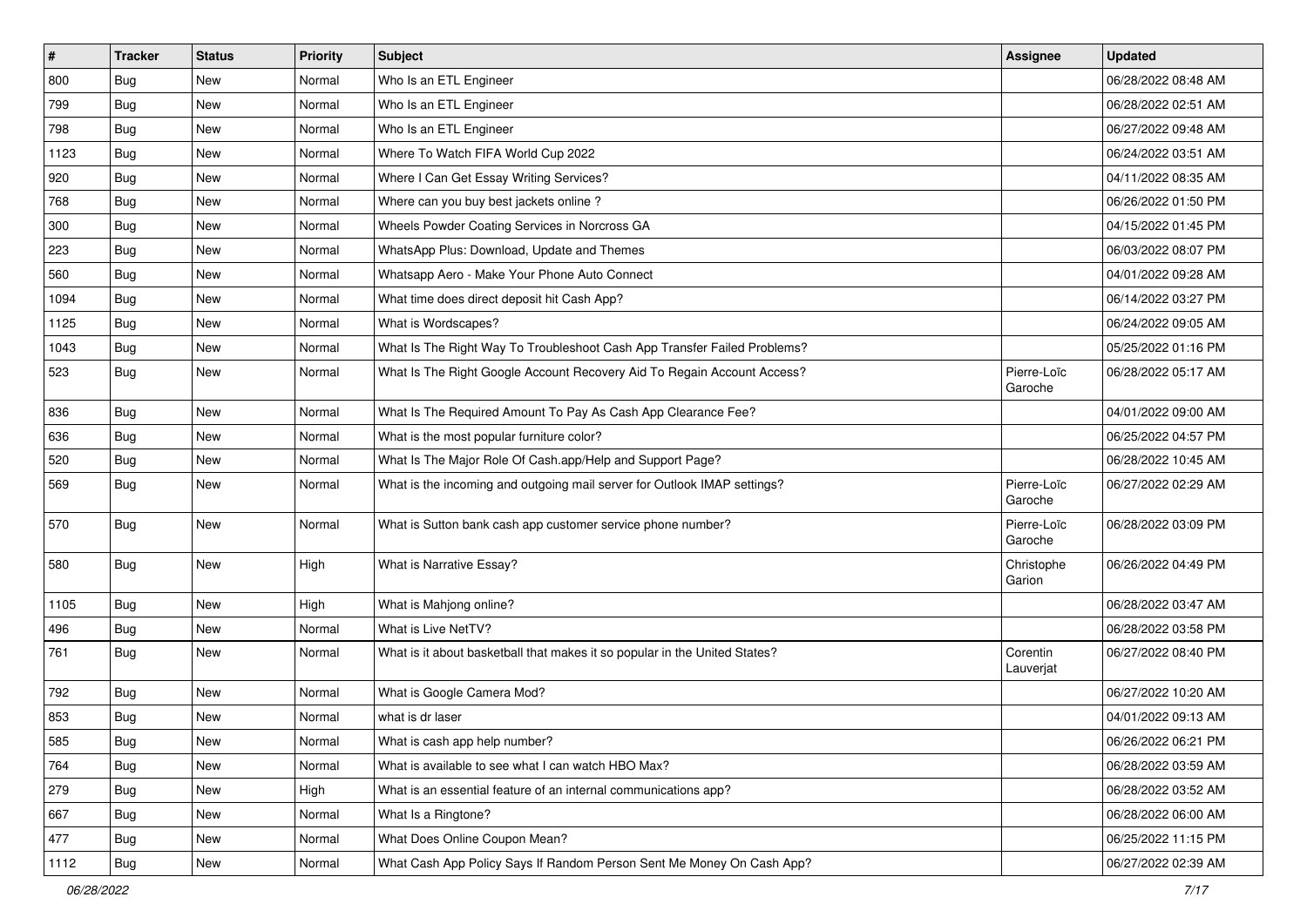| # | Tracker | Status | Priority | Subject | Assignee | Updated |
|---|---|---|---|---|---|---|
| 800 | Bug | New | Normal | Who Is an ETL Engineer | | 06/28/2022 08:48 AM |
| 799 | Bug | New | Normal | Who Is an ETL Engineer | | 06/28/2022 02:51 AM |
| 798 | Bug | New | Normal | Who Is an ETL Engineer | | 06/27/2022 09:48 AM |
| 1123 | Bug | New | Normal | Where To Watch FIFA World Cup 2022 | | 06/24/2022 03:51 AM |
| 920 | Bug | New | Normal | Where I Can Get Essay Writing Services? | | 04/11/2022 08:35 AM |
| 768 | Bug | New | Normal | Where can you buy best jackets online ? | | 06/26/2022 01:50 PM |
| 300 | Bug | New | Normal | Wheels Powder Coating Services in Norcross GA | | 04/15/2022 01:45 PM |
| 223 | Bug | New | Normal | WhatsApp Plus: Download, Update and Themes | | 06/03/2022 08:07 PM |
| 560 | Bug | New | Normal | Whatsapp Aero - Make Your Phone Auto Connect | | 04/01/2022 09:28 AM |
| 1094 | Bug | New | Normal | What time does direct deposit hit Cash App? | | 06/14/2022 03:27 PM |
| 1125 | Bug | New | Normal | What is Wordscapes? | | 06/24/2022 09:05 AM |
| 1043 | Bug | New | Normal | What Is The Right Way To Troubleshoot Cash App Transfer Failed Problems? | | 05/25/2022 01:16 PM |
| 523 | Bug | New | Normal | What Is The Right Google Account Recovery Aid To Regain Account Access? | Pierre-Loïc Garoche | 06/28/2022 05:17 AM |
| 836 | Bug | New | Normal | What Is The Required Amount To Pay As Cash App Clearance Fee? | | 04/01/2022 09:00 AM |
| 636 | Bug | New | Normal | What is the most popular furniture color? | | 06/25/2022 04:57 PM |
| 520 | Bug | New | Normal | What Is The Major Role Of Cash.app/Help and Support Page? | | 06/28/2022 10:45 AM |
| 569 | Bug | New | Normal | What is the incoming and outgoing mail server for Outlook IMAP settings? | Pierre-Loïc Garoche | 06/27/2022 02:29 AM |
| 570 | Bug | New | Normal | What is Sutton bank cash app customer service phone number? | Pierre-Loïc Garoche | 06/28/2022 03:09 PM |
| 580 | Bug | New | High | What is Narrative Essay? | Christophe Garion | 06/26/2022 04:49 PM |
| 1105 | Bug | New | High | What is Mahjong online? | | 06/28/2022 03:47 AM |
| 496 | Bug | New | Normal | What is Live NetTV? | | 06/28/2022 03:58 PM |
| 761 | Bug | New | Normal | What is it about basketball that makes it so popular in the United States? | Corentin Lauverjat | 06/27/2022 08:40 PM |
| 792 | Bug | New | Normal | What is Google Camera Mod? | | 06/27/2022 10:20 AM |
| 853 | Bug | New | Normal | what is dr laser | | 04/01/2022 09:13 AM |
| 585 | Bug | New | Normal | What is cash app help number? | | 06/26/2022 06:21 PM |
| 764 | Bug | New | Normal | What is available to see what I can watch HBO Max? | | 06/28/2022 03:59 AM |
| 279 | Bug | New | High | What is an essential feature of an internal communications app? | | 06/28/2022 03:52 AM |
| 667 | Bug | New | Normal | What Is a Ringtone? | | 06/28/2022 06:00 AM |
| 477 | Bug | New | Normal | What Does Online Coupon Mean? | | 06/25/2022 11:15 PM |
| 1112 | Bug | New | Normal | What Cash App Policy Says If Random Person Sent Me Money On Cash App? | | 06/27/2022 02:39 AM |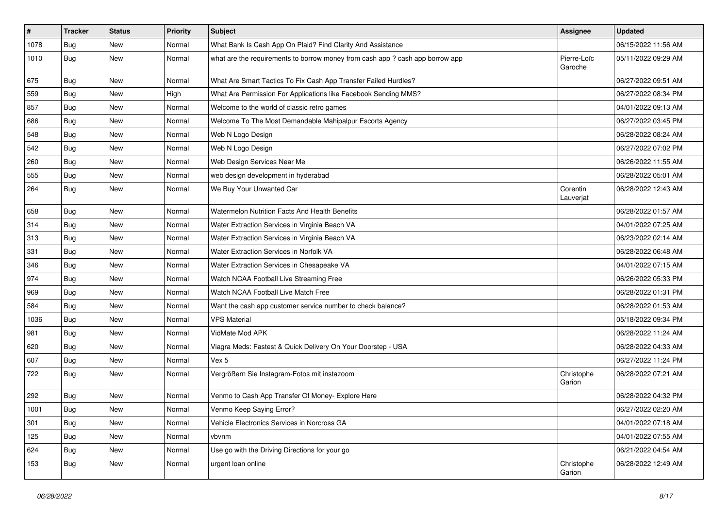| # | Tracker | Status | Priority | Subject | Assignee | Updated |
|---|---|---|---|---|---|---|
| 1078 | Bug | New | Normal | What Bank Is Cash App On Plaid? Find Clarity And Assistance | | 06/15/2022 11:56 AM |
| 1010 | Bug | New | Normal | what are the requirements to borrow money from cash app ? cash app borrow app | Pierre-Loïc Garoche | 05/11/2022 09:29 AM |
| 675 | Bug | New | Normal | What Are Smart Tactics To Fix Cash App Transfer Failed Hurdles? | | 06/27/2022 09:51 AM |
| 559 | Bug | New | High | What Are Permission For Applications like Facebook Sending MMS? | | 06/27/2022 08:34 PM |
| 857 | Bug | New | Normal | Welcome to the world of classic retro games | | 04/01/2022 09:13 AM |
| 686 | Bug | New | Normal | Welcome To The Most Demandable Mahipalpur Escorts Agency | | 06/27/2022 03:45 PM |
| 548 | Bug | New | Normal | Web N Logo Design | | 06/28/2022 08:24 AM |
| 542 | Bug | New | Normal | Web N Logo Design | | 06/27/2022 07:02 PM |
| 260 | Bug | New | Normal | Web Design Services Near Me | | 06/26/2022 11:55 AM |
| 555 | Bug | New | Normal | web design development in hyderabad | | 06/28/2022 05:01 AM |
| 264 | Bug | New | Normal | We Buy Your Unwanted Car | Corentin Lauverjat | 06/28/2022 12:43 AM |
| 658 | Bug | New | Normal | Watermelon Nutrition Facts And Health Benefits | | 06/28/2022 01:57 AM |
| 314 | Bug | New | Normal | Water Extraction Services in Virginia Beach VA | | 04/01/2022 07:25 AM |
| 313 | Bug | New | Normal | Water Extraction Services in Virginia Beach VA | | 06/23/2022 02:14 AM |
| 331 | Bug | New | Normal | Water Extraction Services in Norfolk VA | | 06/28/2022 06:48 AM |
| 346 | Bug | New | Normal | Water Extraction Services in Chesapeake VA | | 04/01/2022 07:15 AM |
| 974 | Bug | New | Normal | Watch NCAA Football Live Streaming Free | | 06/26/2022 05:33 PM |
| 969 | Bug | New | Normal | Watch NCAA Football Live Match Free | | 06/28/2022 01:31 PM |
| 584 | Bug | New | Normal | Want the cash app customer service number to check balance? | | 06/28/2022 01:53 AM |
| 1036 | Bug | New | Normal | VPS Material | | 05/18/2022 09:34 PM |
| 981 | Bug | New | Normal | VidMate Mod APK | | 06/28/2022 11:24 AM |
| 620 | Bug | New | Normal | Viagra Meds: Fastest & Quick Delivery On Your Doorstep - USA | | 06/28/2022 04:33 AM |
| 607 | Bug | New | Normal | Vex 5 | | 06/27/2022 11:24 PM |
| 722 | Bug | New | Normal | Vergrößern Sie Instagram-Fotos mit instazoom | Christophe Garion | 06/28/2022 07:21 AM |
| 292 | Bug | New | Normal | Venmo to Cash App Transfer Of Money- Explore Here | | 06/28/2022 04:32 PM |
| 1001 | Bug | New | Normal | Venmo Keep Saying Error? | | 06/27/2022 02:20 AM |
| 301 | Bug | New | Normal | Vehicle Electronics Services in Norcross GA | | 04/01/2022 07:18 AM |
| 125 | Bug | New | Normal | vbvnm | | 04/01/2022 07:55 AM |
| 624 | Bug | New | Normal | Use go with the Driving Directions for your go | | 06/21/2022 04:54 AM |
| 153 | Bug | New | Normal | urgent loan online | Christophe Garion | 06/28/2022 12:49 AM |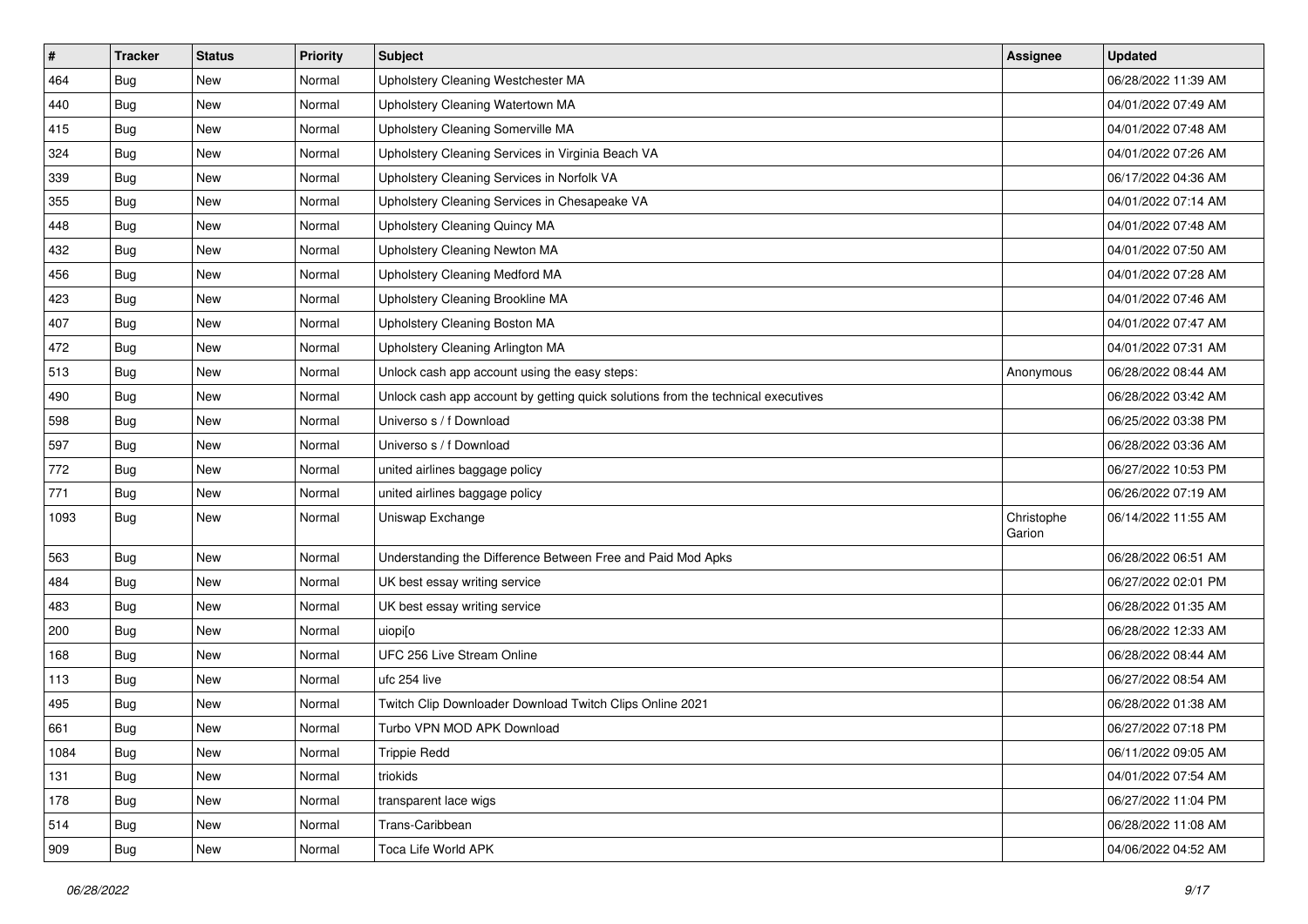| # | Tracker | Status | Priority | Subject | Assignee | Updated |
| --- | --- | --- | --- | --- | --- | --- |
| 464 | Bug | New | Normal | Upholstery Cleaning Westchester MA | | 06/28/2022 11:39 AM |
| 440 | Bug | New | Normal | Upholstery Cleaning Watertown MA | | 04/01/2022 07:49 AM |
| 415 | Bug | New | Normal | Upholstery Cleaning Somerville MA | | 04/01/2022 07:48 AM |
| 324 | Bug | New | Normal | Upholstery Cleaning Services in Virginia Beach VA | | 04/01/2022 07:26 AM |
| 339 | Bug | New | Normal | Upholstery Cleaning Services in Norfolk VA | | 06/17/2022 04:36 AM |
| 355 | Bug | New | Normal | Upholstery Cleaning Services in Chesapeake VA | | 04/01/2022 07:14 AM |
| 448 | Bug | New | Normal | Upholstery Cleaning Quincy MA | | 04/01/2022 07:48 AM |
| 432 | Bug | New | Normal | Upholstery Cleaning Newton MA | | 04/01/2022 07:50 AM |
| 456 | Bug | New | Normal | Upholstery Cleaning Medford MA | | 04/01/2022 07:28 AM |
| 423 | Bug | New | Normal | Upholstery Cleaning Brookline MA | | 04/01/2022 07:46 AM |
| 407 | Bug | New | Normal | Upholstery Cleaning Boston MA | | 04/01/2022 07:47 AM |
| 472 | Bug | New | Normal | Upholstery Cleaning Arlington MA | | 04/01/2022 07:31 AM |
| 513 | Bug | New | Normal | Unlock cash app account using the easy steps: | Anonymous | 06/28/2022 08:44 AM |
| 490 | Bug | New | Normal | Unlock cash app account by getting quick solutions from the technical executives | | 06/28/2022 03:42 AM |
| 598 | Bug | New | Normal | Universo s / f Download | | 06/25/2022 03:38 PM |
| 597 | Bug | New | Normal | Universo s / f Download | | 06/28/2022 03:36 AM |
| 772 | Bug | New | Normal | united airlines baggage policy | | 06/27/2022 10:53 PM |
| 771 | Bug | New | Normal | united airlines baggage policy | | 06/26/2022 07:19 AM |
| 1093 | Bug | New | Normal | Uniswap Exchange | Christophe Garion | 06/14/2022 11:55 AM |
| 563 | Bug | New | Normal | Understanding the Difference Between Free and Paid Mod Apks | | 06/28/2022 06:51 AM |
| 484 | Bug | New | Normal | UK best essay writing service | | 06/27/2022 02:01 PM |
| 483 | Bug | New | Normal | UK best essay writing service | | 06/28/2022 01:35 AM |
| 200 | Bug | New | Normal | uiopi[o | | 06/28/2022 12:33 AM |
| 168 | Bug | New | Normal | UFC 256 Live Stream Online | | 06/28/2022 08:44 AM |
| 113 | Bug | New | Normal | ufc 254 live | | 06/27/2022 08:54 AM |
| 495 | Bug | New | Normal | Twitch Clip Downloader Download Twitch Clips Online 2021 | | 06/28/2022 01:38 AM |
| 661 | Bug | New | Normal | Turbo VPN MOD APK Download | | 06/27/2022 07:18 PM |
| 1084 | Bug | New | Normal | Trippie Redd | | 06/11/2022 09:05 AM |
| 131 | Bug | New | Normal | triokids | | 04/01/2022 07:54 AM |
| 178 | Bug | New | Normal | transparent lace wigs | | 06/27/2022 11:04 PM |
| 514 | Bug | New | Normal | Trans-Caribbean | | 06/28/2022 11:08 AM |
| 909 | Bug | New | Normal | Toca Life World APK | | 04/06/2022 04:52 AM |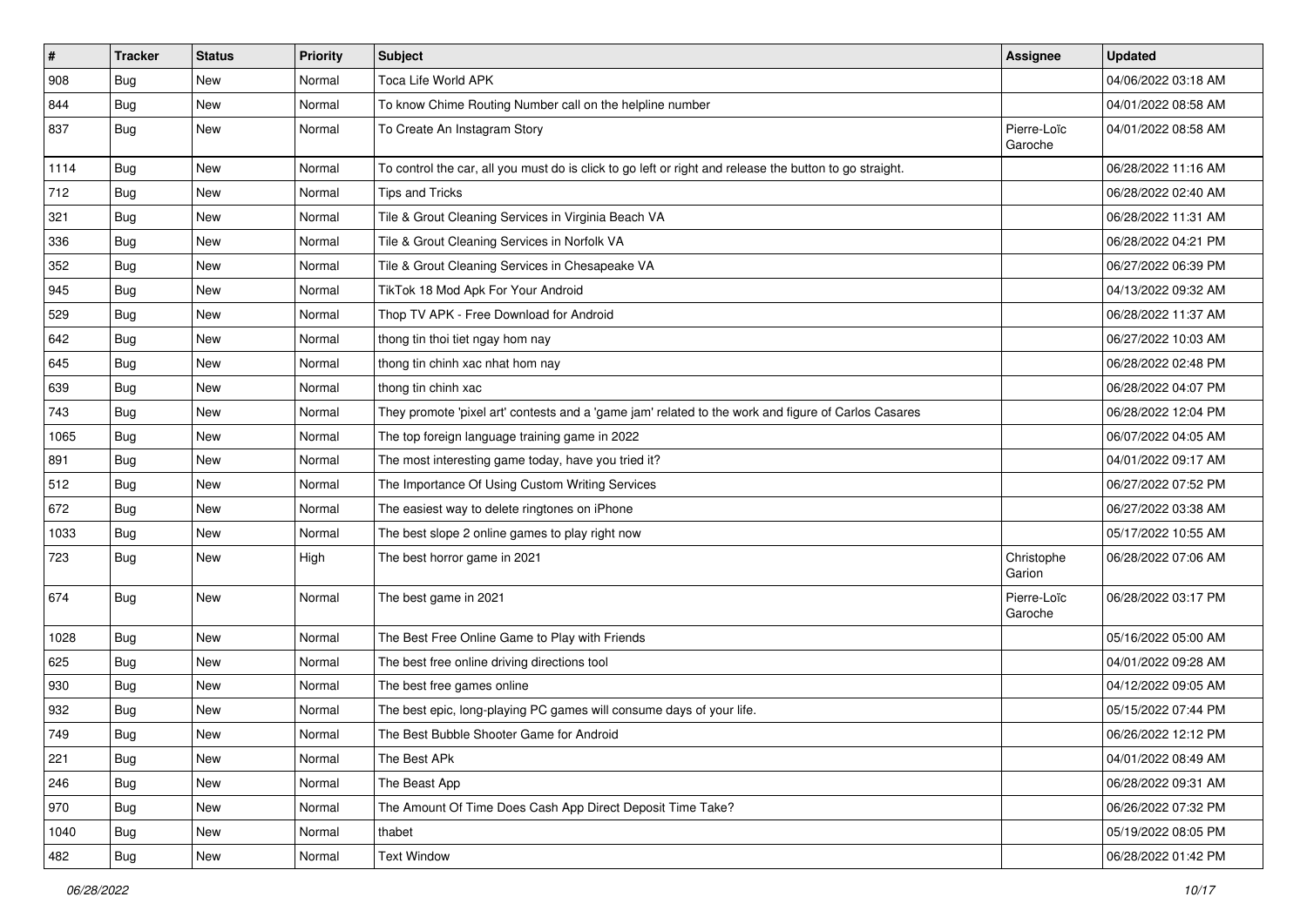| # | Tracker | Status | Priority | Subject | Assignee | Updated |
| --- | --- | --- | --- | --- | --- | --- |
| 908 | Bug | New | Normal | Toca Life World APK | | 04/06/2022 03:18 AM |
| 844 | Bug | New | Normal | To know Chime Routing Number call on the helpline number | | 04/01/2022 08:58 AM |
| 837 | Bug | New | Normal | To Create An Instagram Story | Pierre-Loïc Garoche | 04/01/2022 08:58 AM |
| 1114 | Bug | New | Normal | To control the car, all you must do is click to go left or right and release the button to go straight. | | 06/28/2022 11:16 AM |
| 712 | Bug | New | Normal | Tips and Tricks | | 06/28/2022 02:40 AM |
| 321 | Bug | New | Normal | Tile & Grout Cleaning Services in Virginia Beach VA | | 06/28/2022 11:31 AM |
| 336 | Bug | New | Normal | Tile & Grout Cleaning Services in Norfolk VA | | 06/28/2022 04:21 PM |
| 352 | Bug | New | Normal | Tile & Grout Cleaning Services in Chesapeake VA | | 06/27/2022 06:39 PM |
| 945 | Bug | New | Normal | TikTok 18 Mod Apk For Your Android | | 04/13/2022 09:32 AM |
| 529 | Bug | New | Normal | Thop TV APK - Free Download for Android | | 06/28/2022 11:37 AM |
| 642 | Bug | New | Normal | thong tin thoi tiet ngay hom nay | | 06/27/2022 10:03 AM |
| 645 | Bug | New | Normal | thong tin chinh xac nhat hom nay | | 06/28/2022 02:48 PM |
| 639 | Bug | New | Normal | thong tin chinh xac | | 06/28/2022 04:07 PM |
| 743 | Bug | New | Normal | They promote 'pixel art' contests and a 'game jam' related to the work and figure of Carlos Casares | | 06/28/2022 12:04 PM |
| 1065 | Bug | New | Normal | The top foreign language training game in 2022 | | 06/07/2022 04:05 AM |
| 891 | Bug | New | Normal | The most interesting game today, have you tried it? | | 04/01/2022 09:17 AM |
| 512 | Bug | New | Normal | The Importance Of Using Custom Writing Services | | 06/27/2022 07:52 PM |
| 672 | Bug | New | Normal | The easiest way to delete ringtones on iPhone | | 06/27/2022 03:38 AM |
| 1033 | Bug | New | Normal | The best slope 2 online games to play right now | | 05/17/2022 10:55 AM |
| 723 | Bug | New | High | The best horror game in 2021 | Christophe Garion | 06/28/2022 07:06 AM |
| 674 | Bug | New | Normal | The best game in 2021 | Pierre-Loïc Garoche | 06/28/2022 03:17 PM |
| 1028 | Bug | New | Normal | The Best Free Online Game to Play with Friends | | 05/16/2022 05:00 AM |
| 625 | Bug | New | Normal | The best free online driving directions tool | | 04/01/2022 09:28 AM |
| 930 | Bug | New | Normal | The best free games online | | 04/12/2022 09:05 AM |
| 932 | Bug | New | Normal | The best epic, long-playing PC games will consume days of your life. | | 05/15/2022 07:44 PM |
| 749 | Bug | New | Normal | The Best Bubble Shooter Game for Android | | 06/26/2022 12:12 PM |
| 221 | Bug | New | Normal | The Best APk | | 04/01/2022 08:49 AM |
| 246 | Bug | New | Normal | The Beast App | | 06/28/2022 09:31 AM |
| 970 | Bug | New | Normal | The Amount Of Time Does Cash App Direct Deposit Time Take? | | 06/26/2022 07:32 PM |
| 1040 | Bug | New | Normal | thabet | | 05/19/2022 08:05 PM |
| 482 | Bug | New | Normal | Text Window | | 06/28/2022 01:42 PM |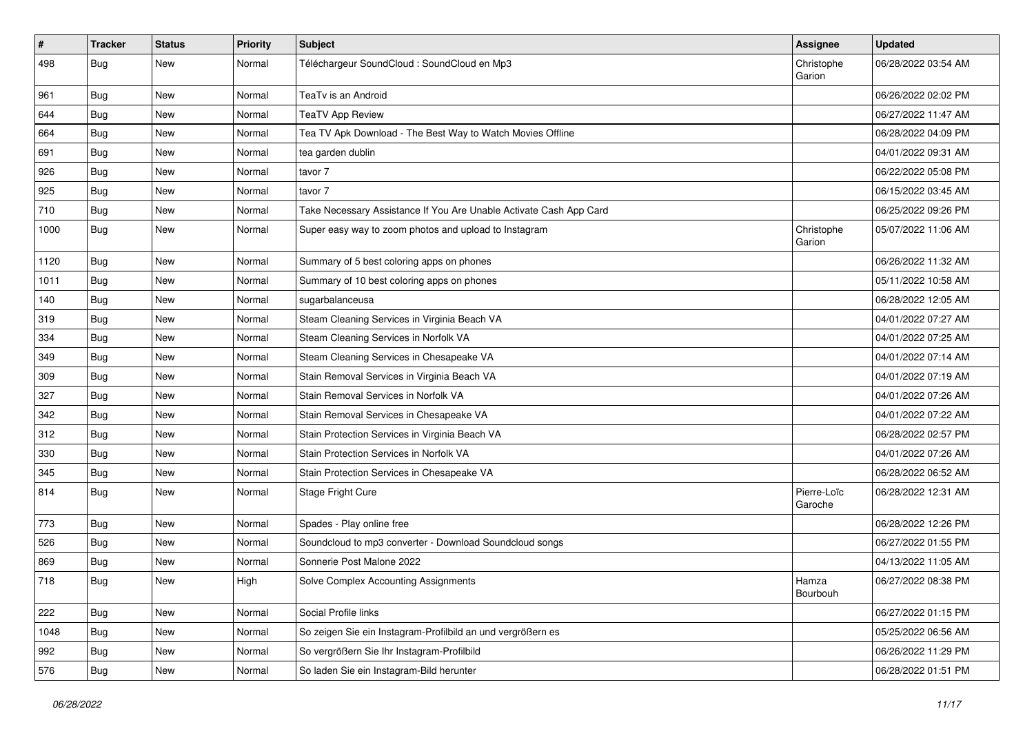| # | Tracker | Status | Priority | Subject | Assignee | Updated |
|---|---|---|---|---|---|---|
| 498 | Bug | New | Normal | Téléchargeur SoundCloud : SoundCloud en Mp3 | Christophe Garion | 06/28/2022 03:54 AM |
| 961 | Bug | New | Normal | TeaTv is an Android | | 06/26/2022 02:02 PM |
| 644 | Bug | New | Normal | TeaTV App Review | | 06/27/2022 11:47 AM |
| 664 | Bug | New | Normal | Tea TV Apk Download - The Best Way to Watch Movies Offline | | 06/28/2022 04:09 PM |
| 691 | Bug | New | Normal | tea garden dublin | | 04/01/2022 09:31 AM |
| 926 | Bug | New | Normal | tavor 7 | | 06/22/2022 05:08 PM |
| 925 | Bug | New | Normal | tavor 7 | | 06/15/2022 03:45 AM |
| 710 | Bug | New | Normal | Take Necessary Assistance If You Are Unable Activate Cash App Card | | 06/25/2022 09:26 PM |
| 1000 | Bug | New | Normal | Super easy way to zoom photos and upload to Instagram | Christophe Garion | 05/07/2022 11:06 AM |
| 1120 | Bug | New | Normal | Summary of 5 best coloring apps on phones | | 06/26/2022 11:32 AM |
| 1011 | Bug | New | Normal | Summary of 10 best coloring apps on phones | | 05/11/2022 10:58 AM |
| 140 | Bug | New | Normal | sugarbalanceusa | | 06/28/2022 12:05 AM |
| 319 | Bug | New | Normal | Steam Cleaning Services in Virginia Beach VA | | 04/01/2022 07:27 AM |
| 334 | Bug | New | Normal | Steam Cleaning Services in Norfolk VA | | 04/01/2022 07:25 AM |
| 349 | Bug | New | Normal | Steam Cleaning Services in Chesapeake VA | | 04/01/2022 07:14 AM |
| 309 | Bug | New | Normal | Stain Removal Services in Virginia Beach VA | | 04/01/2022 07:19 AM |
| 327 | Bug | New | Normal | Stain Removal Services in Norfolk VA | | 04/01/2022 07:26 AM |
| 342 | Bug | New | Normal | Stain Removal Services in Chesapeake VA | | 04/01/2022 07:22 AM |
| 312 | Bug | New | Normal | Stain Protection Services in Virginia Beach VA | | 06/28/2022 02:57 PM |
| 330 | Bug | New | Normal | Stain Protection Services in Norfolk VA | | 04/01/2022 07:26 AM |
| 345 | Bug | New | Normal | Stain Protection Services in Chesapeake VA | | 06/28/2022 06:52 AM |
| 814 | Bug | New | Normal | Stage Fright Cure | Pierre-Loïc Garoche | 06/28/2022 12:31 AM |
| 773 | Bug | New | Normal | Spades - Play online free | | 06/28/2022 12:26 PM |
| 526 | Bug | New | Normal | Soundcloud to mp3 converter - Download Soundcloud songs | | 06/27/2022 01:55 PM |
| 869 | Bug | New | Normal | Sonnerie Post Malone 2022 | | 04/13/2022 11:05 AM |
| 718 | Bug | New | High | Solve Complex Accounting Assignments | Hamza Bourbouh | 06/27/2022 08:38 PM |
| 222 | Bug | New | Normal | Social Profile links | | 06/27/2022 01:15 PM |
| 1048 | Bug | New | Normal | So zeigen Sie ein Instagram-Profilbild an und vergrößern es | | 05/25/2022 06:56 AM |
| 992 | Bug | New | Normal | So vergrößern Sie Ihr Instagram-Profilbild | | 06/26/2022 11:29 PM |
| 576 | Bug | New | Normal | So laden Sie ein Instagram-Bild herunter | | 06/28/2022 01:51 PM |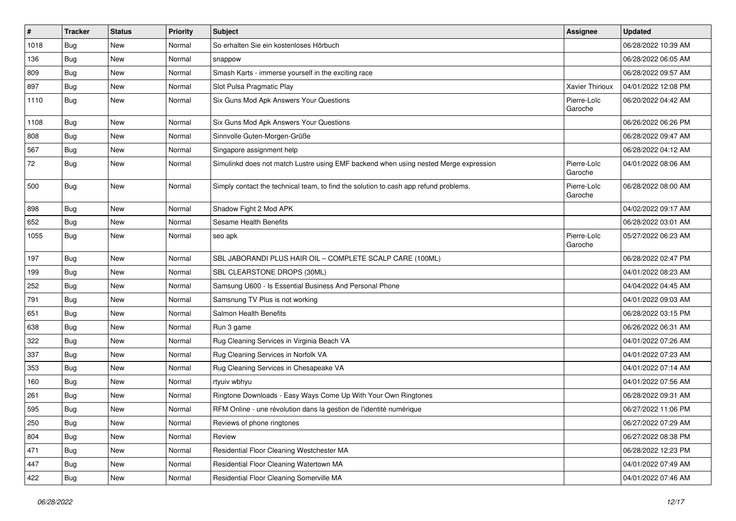| # | Tracker | Status | Priority | Subject | Assignee | Updated |
|---|---|---|---|---|---|---|
| 1018 | Bug | New | Normal | So erhalten Sie ein kostenloses Hörbuch | | 06/28/2022 10:39 AM |
| 136 | Bug | New | Normal | snappow | | 06/28/2022 06:05 AM |
| 809 | Bug | New | Normal | Smash Karts - immerse yourself in the exciting race | | 06/28/2022 09:57 AM |
| 897 | Bug | New | Normal | Slot Pulsa Pragmatic Play | Xavier Thirioux | 04/01/2022 12:08 PM |
| 1110 | Bug | New | Normal | Six Guns Mod Apk Answers Your Questions | Pierre-Loïc Garoche | 06/20/2022 04:42 AM |
| 1108 | Bug | New | Normal | Six Guns Mod Apk Answers Your Questions | | 06/26/2022 06:26 PM |
| 808 | Bug | New | Normal | Sinnvolle Guten-Morgen-Grüße | | 06/28/2022 09:47 AM |
| 567 | Bug | New | Normal | Singapore assignment help | | 06/28/2022 04:12 AM |
| 72 | Bug | New | Normal | Simulinkd does not match Lustre using EMF backend when using nested Merge expression | Pierre-Loïc Garoche | 04/01/2022 08:06 AM |
| 500 | Bug | New | Normal | Simply contact the technical team, to find the solution to cash app refund problems. | Pierre-Loïc Garoche | 06/28/2022 08:00 AM |
| 898 | Bug | New | Normal | Shadow Fight 2 Mod APK | | 04/02/2022 09:17 AM |
| 652 | Bug | New | Normal | Sesame Health Benefits | | 06/28/2022 03:01 AM |
| 1055 | Bug | New | Normal | seo apk | Pierre-Loïc Garoche | 05/27/2022 06:23 AM |
| 197 | Bug | New | Normal | SBL JABORANDI PLUS HAIR OIL – COMPLETE SCALP CARE (100ML) | | 06/28/2022 02:47 PM |
| 199 | Bug | New | Normal | SBL CLEARSTONE DROPS (30ML) | | 04/01/2022 08:23 AM |
| 252 | Bug | New | Normal | Samsung U600 - Is Essential Business And Personal Phone | | 04/04/2022 04:45 AM |
| 791 | Bug | New | Normal | Samsnung TV Plus is not working | | 04/01/2022 09:03 AM |
| 651 | Bug | New | Normal | Salmon Health Benefits | | 06/28/2022 03:15 PM |
| 638 | Bug | New | Normal | Run 3 game | | 06/26/2022 06:31 AM |
| 322 | Bug | New | Normal | Rug Cleaning Services in Virginia Beach VA | | 04/01/2022 07:26 AM |
| 337 | Bug | New | Normal | Rug Cleaning Services in Norfolk VA | | 04/01/2022 07:23 AM |
| 353 | Bug | New | Normal | Rug Cleaning Services in Chesapeake VA | | 04/01/2022 07:14 AM |
| 160 | Bug | New | Normal | rtyuiv wbhyu | | 04/01/2022 07:56 AM |
| 261 | Bug | New | Normal | Ringtone Downloads - Easy Ways Come Up With Your Own Ringtones | | 06/28/2022 09:31 AM |
| 595 | Bug | New | Normal | RFM Online - une révolution dans la gestion de l'identité numérique | | 06/27/2022 11:06 PM |
| 250 | Bug | New | Normal | Reviews of phone ringtones | | 06/27/2022 07:29 AM |
| 804 | Bug | New | Normal | Review | | 06/27/2022 08:38 PM |
| 471 | Bug | New | Normal | Residential Floor Cleaning Westchester MA | | 06/28/2022 12:23 PM |
| 447 | Bug | New | Normal | Residential Floor Cleaning Watertown MA | | 04/01/2022 07:49 AM |
| 422 | Bug | New | Normal | Residential Floor Cleaning Somerville MA | | 04/01/2022 07:46 AM |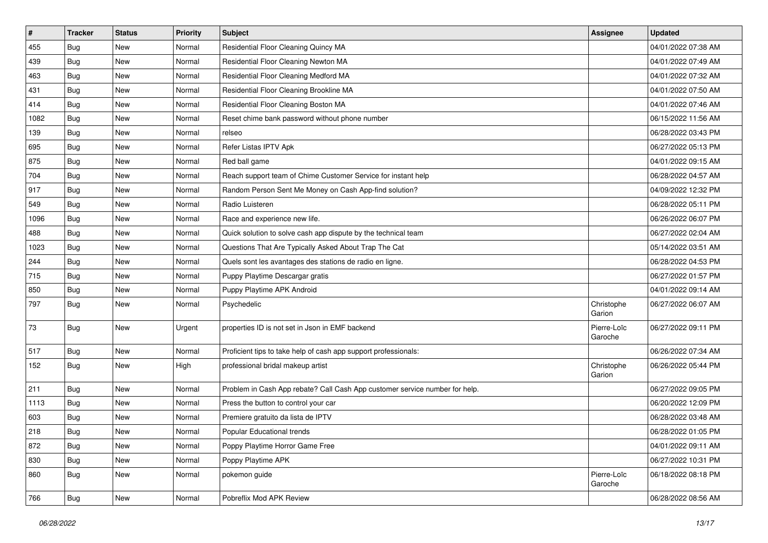| # | Tracker | Status | Priority | Subject | Assignee | Updated |
| --- | --- | --- | --- | --- | --- | --- |
| 455 | Bug | New | Normal | Residential Floor Cleaning Quincy MA | | 04/01/2022 07:38 AM |
| 439 | Bug | New | Normal | Residential Floor Cleaning Newton MA | | 04/01/2022 07:49 AM |
| 463 | Bug | New | Normal | Residential Floor Cleaning Medford MA | | 04/01/2022 07:32 AM |
| 431 | Bug | New | Normal | Residential Floor Cleaning Brookline MA | | 04/01/2022 07:50 AM |
| 414 | Bug | New | Normal | Residential Floor Cleaning Boston MA | | 04/01/2022 07:46 AM |
| 1082 | Bug | New | Normal | Reset chime bank password without phone number | | 06/15/2022 11:56 AM |
| 139 | Bug | New | Normal | relseo | | 06/28/2022 03:43 PM |
| 695 | Bug | New | Normal | Refer Listas IPTV Apk | | 06/27/2022 05:13 PM |
| 875 | Bug | New | Normal | Red ball game | | 04/01/2022 09:15 AM |
| 704 | Bug | New | Normal | Reach support team of Chime Customer Service for instant help | | 06/28/2022 04:57 AM |
| 917 | Bug | New | Normal | Random Person Sent Me Money on Cash App-find solution? | | 04/09/2022 12:32 PM |
| 549 | Bug | New | Normal | Radio Luisteren | | 06/28/2022 05:11 PM |
| 1096 | Bug | New | Normal | Race and experience new life. | | 06/26/2022 06:07 PM |
| 488 | Bug | New | Normal | Quick solution to solve cash app dispute by the technical team | | 06/27/2022 02:04 AM |
| 1023 | Bug | New | Normal | Questions That Are Typically Asked About Trap The Cat | | 05/14/2022 03:51 AM |
| 244 | Bug | New | Normal | Quels sont les avantages des stations de radio en ligne. | | 06/28/2022 04:53 PM |
| 715 | Bug | New | Normal | Puppy Playtime Descargar gratis | | 06/27/2022 01:57 PM |
| 850 | Bug | New | Normal | Puppy Playtime APK Android | | 04/01/2022 09:14 AM |
| 797 | Bug | New | Normal | Psychedelic | Christophe Garion | 06/27/2022 06:07 AM |
| 73 | Bug | New | Urgent | properties ID is not set in Json in EMF backend | Pierre-Loïc Garoche | 06/27/2022 09:11 PM |
| 517 | Bug | New | Normal | Proficient tips to take help of cash app support professionals: | | 06/26/2022 07:34 AM |
| 152 | Bug | New | High | professional bridal makeup artist | Christophe Garion | 06/26/2022 05:44 PM |
| 211 | Bug | New | Normal | Problem in Cash App rebate? Call Cash App customer service number for help. | | 06/27/2022 09:05 PM |
| 1113 | Bug | New | Normal | Press the button to control your car | | 06/20/2022 12:09 PM |
| 603 | Bug | New | Normal | Premiere gratuito da lista de IPTV | | 06/28/2022 03:48 AM |
| 218 | Bug | New | Normal | Popular Educational trends | | 06/28/2022 01:05 PM |
| 872 | Bug | New | Normal | Poppy Playtime Horror Game Free | | 04/01/2022 09:11 AM |
| 830 | Bug | New | Normal | Poppy Playtime APK | | 06/27/2022 10:31 PM |
| 860 | Bug | New | Normal | pokemon guide | Pierre-Loïc Garoche | 06/18/2022 08:18 PM |
| 766 | Bug | New | Normal | Pobreflix Mod APK Review | | 06/28/2022 08:56 AM |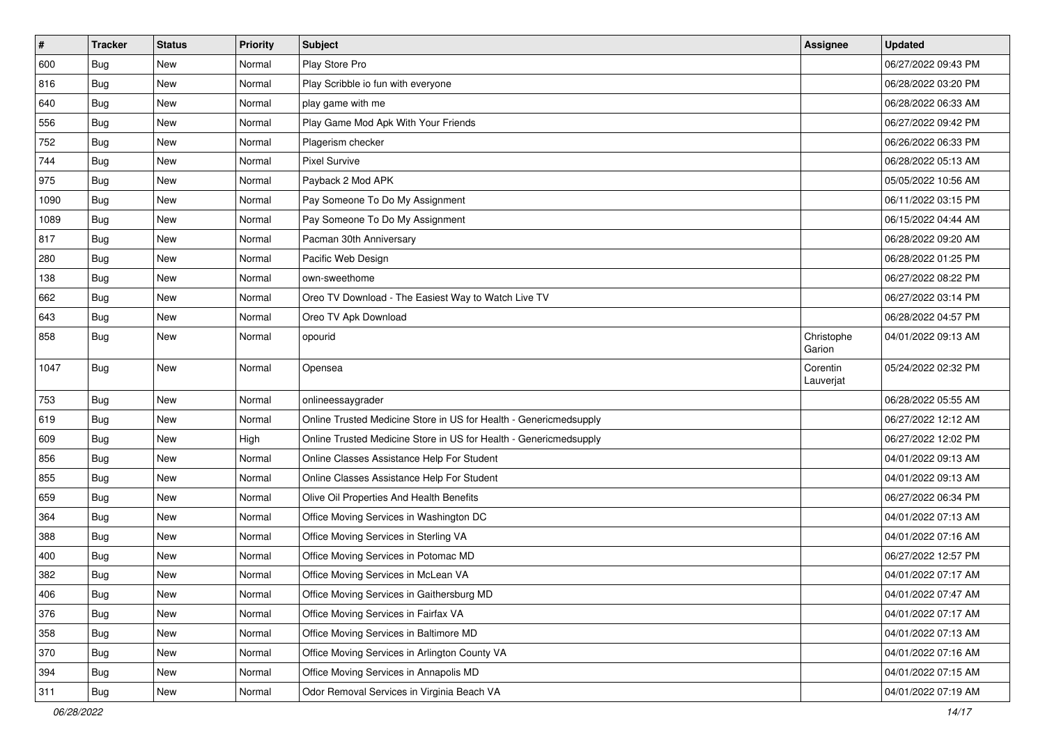| # | Tracker | Status | Priority | Subject | Assignee | Updated |
|---|---|---|---|---|---|---|
| 600 | Bug | New | Normal | Play Store Pro | | 06/27/2022 09:43 PM |
| 816 | Bug | New | Normal | Play Scribble io fun with everyone | | 06/28/2022 03:20 PM |
| 640 | Bug | New | Normal | play game with me | | 06/28/2022 06:33 AM |
| 556 | Bug | New | Normal | Play Game Mod Apk With Your Friends | | 06/27/2022 09:42 PM |
| 752 | Bug | New | Normal | Plagerism checker | | 06/26/2022 06:33 PM |
| 744 | Bug | New | Normal | Pixel Survive | | 06/28/2022 05:13 AM |
| 975 | Bug | New | Normal | Payback 2 Mod APK | | 05/05/2022 10:56 AM |
| 1090 | Bug | New | Normal | Pay Someone To Do My Assignment | | 06/11/2022 03:15 PM |
| 1089 | Bug | New | Normal | Pay Someone To Do My Assignment | | 06/15/2022 04:44 AM |
| 817 | Bug | New | Normal | Pacman 30th Anniversary | | 06/28/2022 09:20 AM |
| 280 | Bug | New | Normal | Pacific Web Design | | 06/28/2022 01:25 PM |
| 138 | Bug | New | Normal | own-sweethome | | 06/27/2022 08:22 PM |
| 662 | Bug | New | Normal | Oreo TV Download - The Easiest Way to Watch Live TV | | 06/27/2022 03:14 PM |
| 643 | Bug | New | Normal | Oreo TV Apk Download | | 06/28/2022 04:57 PM |
| 858 | Bug | New | Normal | opourid | Christophe Garion | 04/01/2022 09:13 AM |
| 1047 | Bug | New | Normal | Opensea | Corentin Lauverjat | 05/24/2022 02:32 PM |
| 753 | Bug | New | Normal | onlineessaygrader | | 06/28/2022 05:55 AM |
| 619 | Bug | New | Normal | Online Trusted Medicine Store in US for Health - Genericmedsupply | | 06/27/2022 12:12 AM |
| 609 | Bug | New | High | Online Trusted Medicine Store in US for Health - Genericmedsupply | | 06/27/2022 12:02 PM |
| 856 | Bug | New | Normal | Online Classes Assistance Help For Student | | 04/01/2022 09:13 AM |
| 855 | Bug | New | Normal | Online Classes Assistance Help For Student | | 04/01/2022 09:13 AM |
| 659 | Bug | New | Normal | Olive Oil Properties And Health Benefits | | 06/27/2022 06:34 PM |
| 364 | Bug | New | Normal | Office Moving Services in Washington DC | | 04/01/2022 07:13 AM |
| 388 | Bug | New | Normal | Office Moving Services in Sterling VA | | 04/01/2022 07:16 AM |
| 400 | Bug | New | Normal | Office Moving Services in Potomac MD | | 06/27/2022 12:57 PM |
| 382 | Bug | New | Normal | Office Moving Services in McLean VA | | 04/01/2022 07:17 AM |
| 406 | Bug | New | Normal | Office Moving Services in Gaithersburg MD | | 04/01/2022 07:47 AM |
| 376 | Bug | New | Normal | Office Moving Services in Fairfax VA | | 04/01/2022 07:17 AM |
| 358 | Bug | New | Normal | Office Moving Services in Baltimore MD | | 04/01/2022 07:13 AM |
| 370 | Bug | New | Normal | Office Moving Services in Arlington County VA | | 04/01/2022 07:16 AM |
| 394 | Bug | New | Normal | Office Moving Services in Annapolis MD | | 04/01/2022 07:15 AM |
| 311 | Bug | New | Normal | Odor Removal Services in Virginia Beach VA | | 04/01/2022 07:19 AM |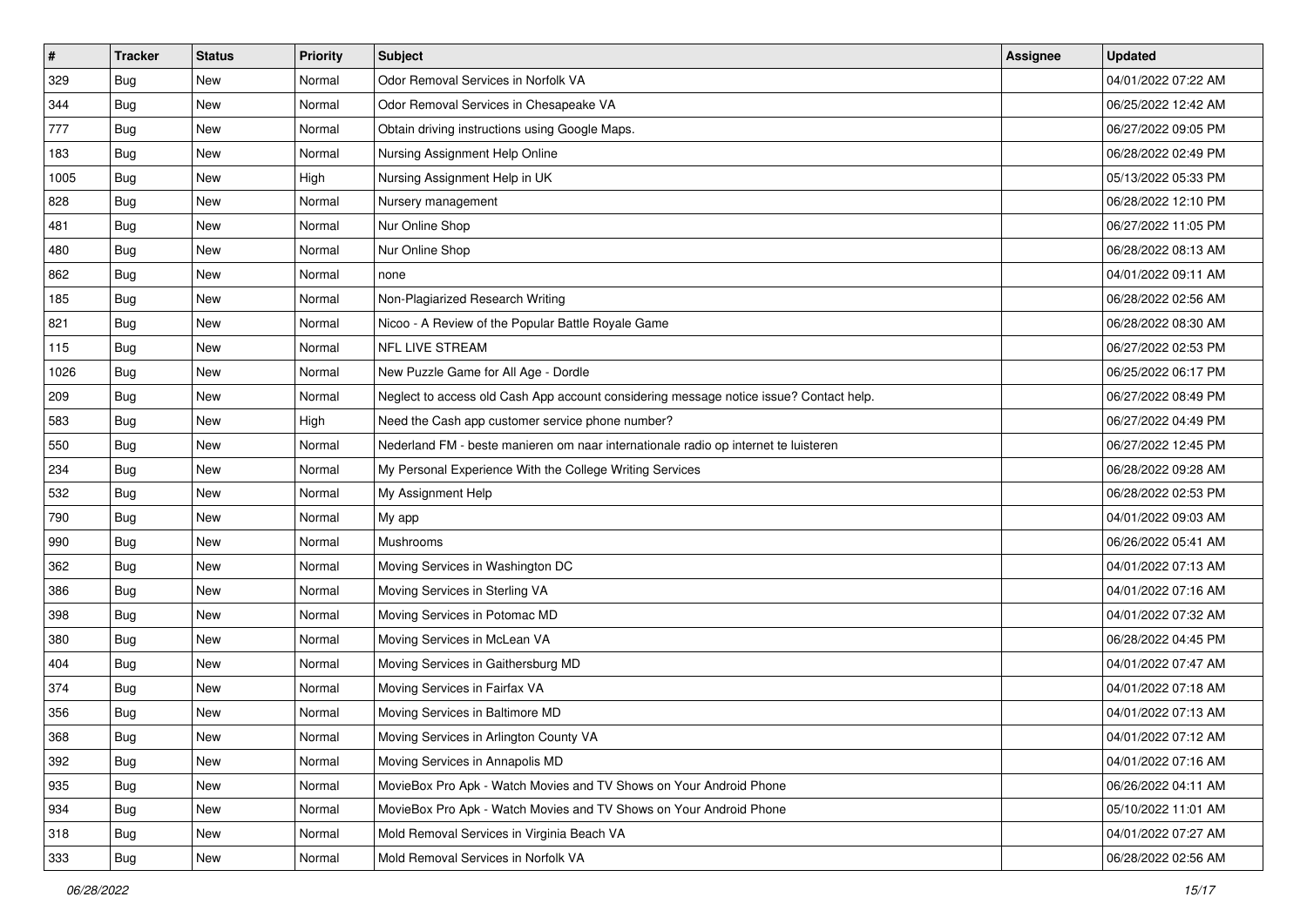| # | Tracker | Status | Priority | Subject | Assignee | Updated |
| --- | --- | --- | --- | --- | --- | --- |
| 329 | Bug | New | Normal | Odor Removal Services in Norfolk VA | | 04/01/2022 07:22 AM |
| 344 | Bug | New | Normal | Odor Removal Services in Chesapeake VA | | 06/25/2022 12:42 AM |
| 777 | Bug | New | Normal | Obtain driving instructions using Google Maps. | | 06/27/2022 09:05 PM |
| 183 | Bug | New | Normal | Nursing Assignment Help Online | | 06/28/2022 02:49 PM |
| 1005 | Bug | New | High | Nursing Assignment Help in UK | | 05/13/2022 05:33 PM |
| 828 | Bug | New | Normal | Nursery management | | 06/28/2022 12:10 PM |
| 481 | Bug | New | Normal | Nur Online Shop | | 06/27/2022 11:05 PM |
| 480 | Bug | New | Normal | Nur Online Shop | | 06/28/2022 08:13 AM |
| 862 | Bug | New | Normal | none | | 04/01/2022 09:11 AM |
| 185 | Bug | New | Normal | Non-Plagiarized Research Writing | | 06/28/2022 02:56 AM |
| 821 | Bug | New | Normal | Nicoo - A Review of the Popular Battle Royale Game | | 06/28/2022 08:30 AM |
| 115 | Bug | New | Normal | NFL LIVE STREAM | | 06/27/2022 02:53 PM |
| 1026 | Bug | New | Normal | New Puzzle Game for All Age - Dordle | | 06/25/2022 06:17 PM |
| 209 | Bug | New | Normal | Neglect to access old Cash App account considering message notice issue? Contact help. | | 06/27/2022 08:49 PM |
| 583 | Bug | New | High | Need the Cash app customer service phone number? | | 06/27/2022 04:49 PM |
| 550 | Bug | New | Normal | Nederland FM - beste manieren om naar internationale radio op internet te luisteren | | 06/27/2022 12:45 PM |
| 234 | Bug | New | Normal | My Personal Experience With the College Writing Services | | 06/28/2022 09:28 AM |
| 532 | Bug | New | Normal | My Assignment Help | | 06/28/2022 02:53 PM |
| 790 | Bug | New | Normal | My app | | 04/01/2022 09:03 AM |
| 990 | Bug | New | Normal | Mushrooms | | 06/26/2022 05:41 AM |
| 362 | Bug | New | Normal | Moving Services in Washington DC | | 04/01/2022 07:13 AM |
| 386 | Bug | New | Normal | Moving Services in Sterling VA | | 04/01/2022 07:16 AM |
| 398 | Bug | New | Normal | Moving Services in Potomac MD | | 04/01/2022 07:32 AM |
| 380 | Bug | New | Normal | Moving Services in McLean VA | | 06/28/2022 04:45 PM |
| 404 | Bug | New | Normal | Moving Services in Gaithersburg MD | | 04/01/2022 07:47 AM |
| 374 | Bug | New | Normal | Moving Services in Fairfax VA | | 04/01/2022 07:18 AM |
| 356 | Bug | New | Normal | Moving Services in Baltimore MD | | 04/01/2022 07:13 AM |
| 368 | Bug | New | Normal | Moving Services in Arlington County VA | | 04/01/2022 07:12 AM |
| 392 | Bug | New | Normal | Moving Services in Annapolis MD | | 04/01/2022 07:16 AM |
| 935 | Bug | New | Normal | MovieBox Pro Apk - Watch Movies and TV Shows on Your Android Phone | | 06/26/2022 04:11 AM |
| 934 | Bug | New | Normal | MovieBox Pro Apk - Watch Movies and TV Shows on Your Android Phone | | 05/10/2022 11:01 AM |
| 318 | Bug | New | Normal | Mold Removal Services in Virginia Beach VA | | 04/01/2022 07:27 AM |
| 333 | Bug | New | Normal | Mold Removal Services in Norfolk VA | | 06/28/2022 02:56 AM |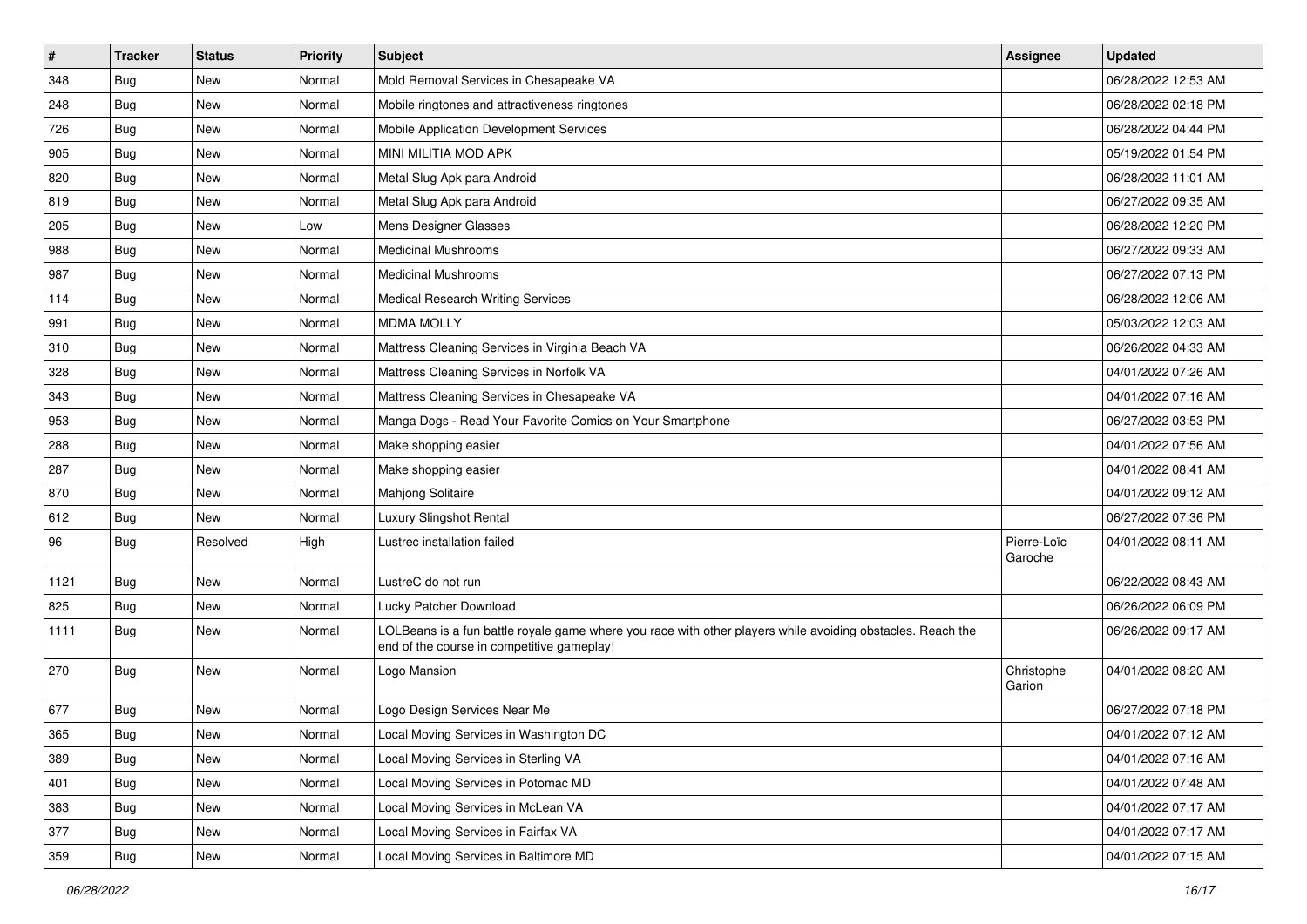| # | Tracker | Status | Priority | Subject | Assignee | Updated |
|---|---|---|---|---|---|---|
| 348 | Bug | New | Normal | Mold Removal Services in Chesapeake VA | | 06/28/2022 12:53 AM |
| 248 | Bug | New | Normal | Mobile ringtones and attractiveness ringtones | | 06/28/2022 02:18 PM |
| 726 | Bug | New | Normal | Mobile Application Development Services | | 06/28/2022 04:44 PM |
| 905 | Bug | New | Normal | MINI MILITIA MOD APK | | 05/19/2022 01:54 PM |
| 820 | Bug | New | Normal | Metal Slug Apk para Android | | 06/28/2022 11:01 AM |
| 819 | Bug | New | Normal | Metal Slug Apk para Android | | 06/27/2022 09:35 AM |
| 205 | Bug | New | Low | Mens Designer Glasses | | 06/28/2022 12:20 PM |
| 988 | Bug | New | Normal | Medicinal Mushrooms | | 06/27/2022 09:33 AM |
| 987 | Bug | New | Normal | Medicinal Mushrooms | | 06/27/2022 07:13 PM |
| 114 | Bug | New | Normal | Medical Research Writing Services | | 06/28/2022 12:06 AM |
| 991 | Bug | New | Normal | MDMA MOLLY | | 05/03/2022 12:03 AM |
| 310 | Bug | New | Normal | Mattress Cleaning Services in Virginia Beach VA | | 06/26/2022 04:33 AM |
| 328 | Bug | New | Normal | Mattress Cleaning Services in Norfolk VA | | 04/01/2022 07:26 AM |
| 343 | Bug | New | Normal | Mattress Cleaning Services in Chesapeake VA | | 04/01/2022 07:16 AM |
| 953 | Bug | New | Normal | Manga Dogs - Read Your Favorite Comics on Your Smartphone | | 06/27/2022 03:53 PM |
| 288 | Bug | New | Normal | Make shopping easier | | 04/01/2022 07:56 AM |
| 287 | Bug | New | Normal | Make shopping easier | | 04/01/2022 08:41 AM |
| 870 | Bug | New | Normal | Mahjong Solitaire | | 04/01/2022 09:12 AM |
| 612 | Bug | New | Normal | Luxury Slingshot Rental | | 06/27/2022 07:36 PM |
| 96 | Bug | Resolved | High | Lustrec installation failed | Pierre-Loïc Garoche | 04/01/2022 08:11 AM |
| 1121 | Bug | New | Normal | LustreC do not run | | 06/22/2022 08:43 AM |
| 825 | Bug | New | Normal | Lucky Patcher Download | | 06/26/2022 06:09 PM |
| 1111 | Bug | New | Normal | LOLBeans is a fun battle royale game where you race with other players while avoiding obstacles. Reach the end of the course in competitive gameplay! | | 06/26/2022 09:17 AM |
| 270 | Bug | New | Normal | Logo Mansion | Christophe Garion | 04/01/2022 08:20 AM |
| 677 | Bug | New | Normal | Logo Design Services Near Me | | 06/27/2022 07:18 PM |
| 365 | Bug | New | Normal | Local Moving Services in Washington DC | | 04/01/2022 07:12 AM |
| 389 | Bug | New | Normal | Local Moving Services in Sterling VA | | 04/01/2022 07:16 AM |
| 401 | Bug | New | Normal | Local Moving Services in Potomac MD | | 04/01/2022 07:48 AM |
| 383 | Bug | New | Normal | Local Moving Services in McLean VA | | 04/01/2022 07:17 AM |
| 377 | Bug | New | Normal | Local Moving Services in Fairfax VA | | 04/01/2022 07:17 AM |
| 359 | Bug | New | Normal | Local Moving Services in Baltimore MD | | 04/01/2022 07:15 AM |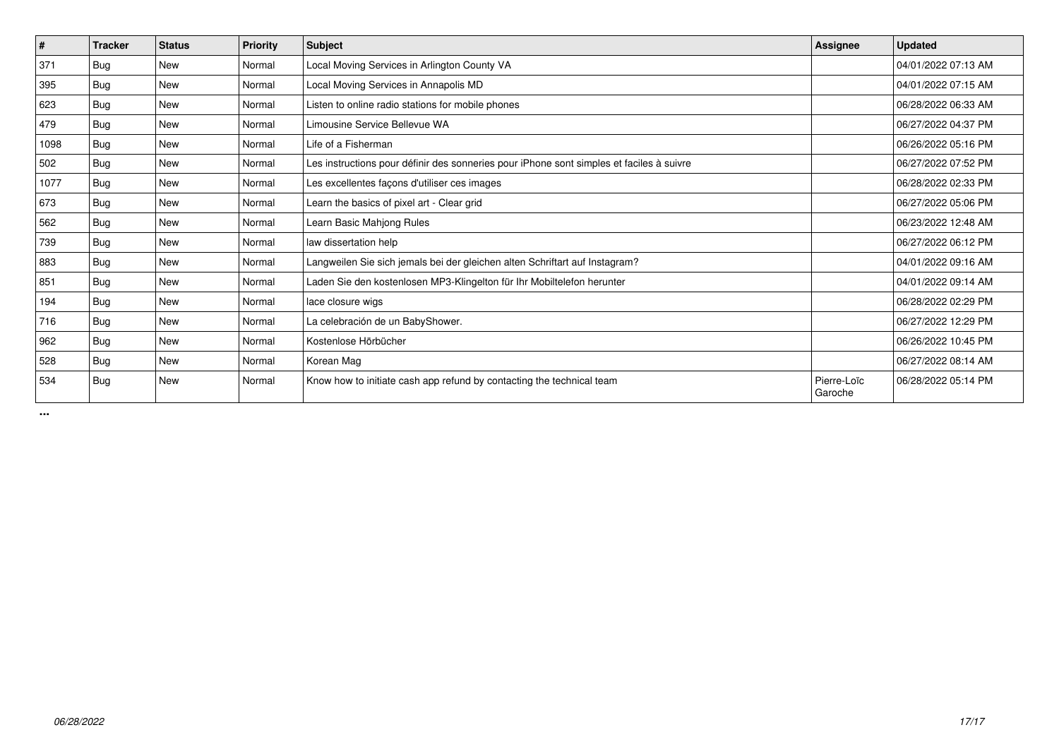| # | Tracker | Status | Priority | Subject | Assignee | Updated |
|---|---|---|---|---|---|---|
| 371 | Bug | New | Normal | Local Moving Services in Arlington County VA | | 04/01/2022 07:13 AM |
| 395 | Bug | New | Normal | Local Moving Services in Annapolis MD | | 04/01/2022 07:15 AM |
| 623 | Bug | New | Normal | Listen to online radio stations for mobile phones | | 06/28/2022 06:33 AM |
| 479 | Bug | New | Normal | Limousine Service Bellevue WA | | 06/27/2022 04:37 PM |
| 1098 | Bug | New | Normal | Life of a Fisherman | | 06/26/2022 05:16 PM |
| 502 | Bug | New | Normal | Les instructions pour définir des sonneries pour iPhone sont simples et faciles à suivre | | 06/27/2022 07:52 PM |
| 1077 | Bug | New | Normal | Les excellentes façons d'utiliser ces images | | 06/28/2022 02:33 PM |
| 673 | Bug | New | Normal | Learn the basics of pixel art - Clear grid | | 06/27/2022 05:06 PM |
| 562 | Bug | New | Normal | Learn Basic Mahjong Rules | | 06/23/2022 12:48 AM |
| 739 | Bug | New | Normal | law dissertation help | | 06/27/2022 06:12 PM |
| 883 | Bug | New | Normal | Langweilen Sie sich jemals bei der gleichen alten Schriftart auf Instagram? | | 04/01/2022 09:16 AM |
| 851 | Bug | New | Normal | Laden Sie den kostenlosen MP3-Klingelton für Ihr Mobiltelefon herunter | | 04/01/2022 09:14 AM |
| 194 | Bug | New | Normal | lace closure wigs | | 06/28/2022 02:29 PM |
| 716 | Bug | New | Normal | La celebración de un BabyShower. | | 06/27/2022 12:29 PM |
| 962 | Bug | New | Normal | Kostenlose Hörbücher | | 06/26/2022 10:45 PM |
| 528 | Bug | New | Normal | Korean Mag | | 06/27/2022 08:14 AM |
| 534 | Bug | New | Normal | Know how to initiate cash app refund by contacting the technical team | Pierre-Loïc Garoche | 06/28/2022 05:14 PM |

...